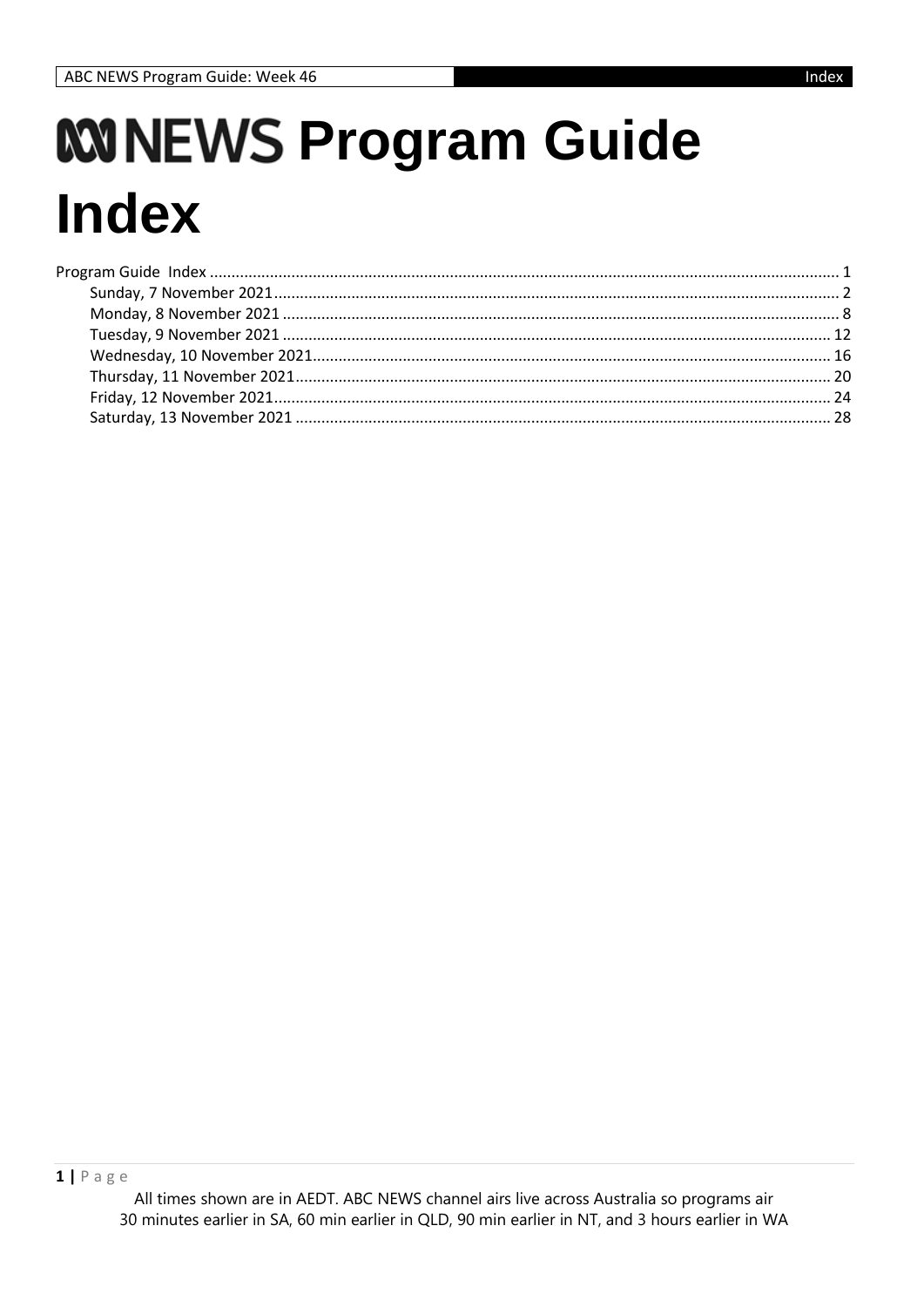# ABC NEWS Program Guide Index

Program Guide Index .................................................. 1

- Sunday, 7 November 2021 .................................................. 2
- Monday, 8 November 2021 .................................................. 8
- Tuesday, 9 November 2021 .................................................. 12
- Wednesday, 10 November 2021 .................................................. 16
- Thursday, 11 November 2021 .................................................. 20
- Friday, 12 November 2021 .................................................. 24
- Saturday, 13 November 2021 .................................................. 28

All times shown are in AEDT. ABC NEWS channel airs live across Australia so programs air 30 minutes earlier in SA, 60 min earlier in QLD, 90 min earlier in NT, and 3 hours earlier in WA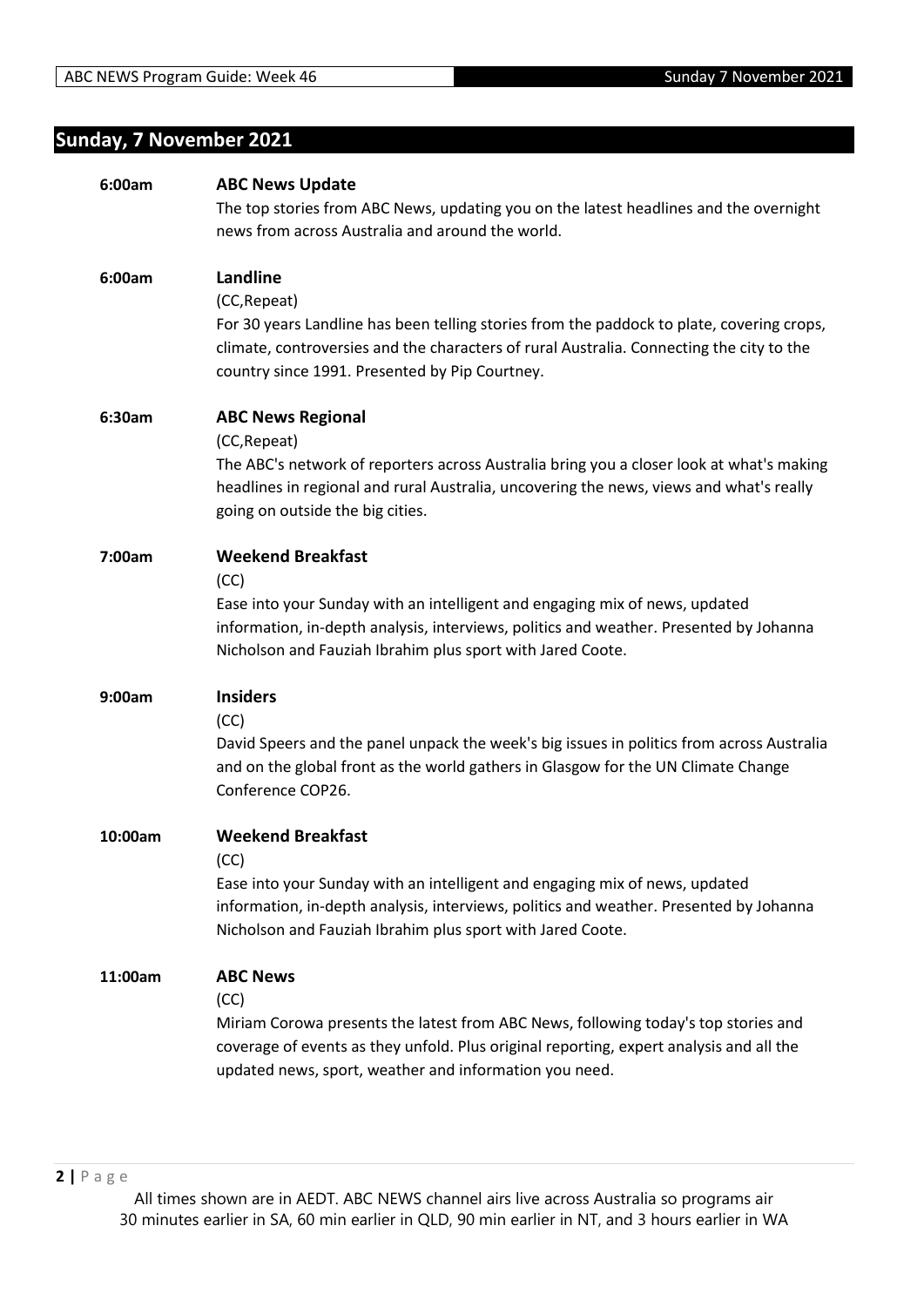## Sunday, 7 November 2021

**6:00am** **ABC News Update**

The top stories from ABC News, updating you on the latest headlines and the overnight news from across Australia and around the world.

**6:00am** **Landline**

(CC,Repeat)

For 30 years Landline has been telling stories from the paddock to plate, covering crops, climate, controversies and the characters of rural Australia. Connecting the city to the country since 1991. Presented by Pip Courtney.

**6:30am** **ABC News Regional**

(CC,Repeat)

The ABC's network of reporters across Australia bring you a closer look at what's making headlines in regional and rural Australia, uncovering the news, views and what's really going on outside the big cities.

**7:00am** **Weekend Breakfast**

(CC)

Ease into your Sunday with an intelligent and engaging mix of news, updated information, in-depth analysis, interviews, politics and weather. Presented by Johanna Nicholson and Fauziah Ibrahim plus sport with Jared Coote.

**9:00am** **Insiders**

(CC)

David Speers and the panel unpack the week's big issues in politics from across Australia and on the global front as the world gathers in Glasgow for the UN Climate Change Conference COP26.

**10:00am** **Weekend Breakfast**

(CC)

Ease into your Sunday with an intelligent and engaging mix of news, updated information, in-depth analysis, interviews, politics and weather. Presented by Johanna Nicholson and Fauziah Ibrahim plus sport with Jared Coote.

**11:00am** **ABC News**

(CC)

Miriam Corowa presents the latest from ABC News, following today's top stories and coverage of events as they unfold. Plus original reporting, expert analysis and all the updated news, sport, weather and information you need.

All times shown are in AEDT. ABC NEWS channel airs live across Australia so programs air 30 minutes earlier in SA, 60 min earlier in QLD, 90 min earlier in NT, and 3 hours earlier in WA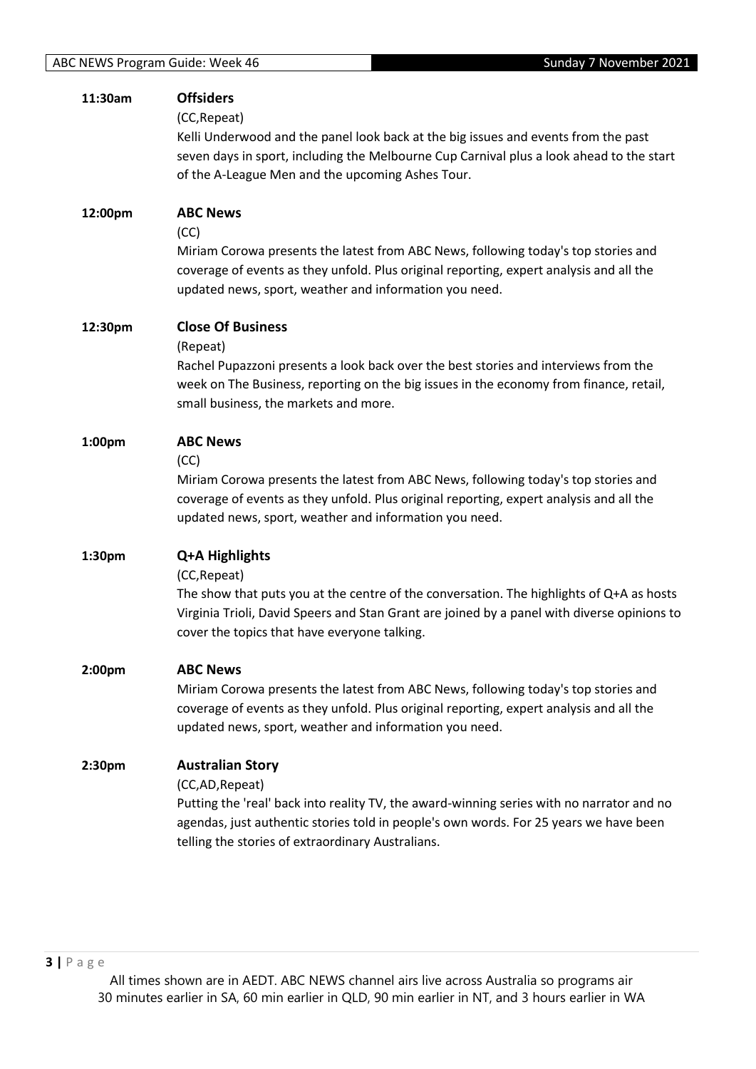**11:30am** **Offsiders**

(CC,Repeat)

Kelli Underwood and the panel look back at the big issues and events from the past seven days in sport, including the Melbourne Cup Carnival plus a look ahead to the start of the A-League Men and the upcoming Ashes Tour.

**12:00pm** **ABC News**

(CC)

Miriam Corowa presents the latest from ABC News, following today's top stories and coverage of events as they unfold. Plus original reporting, expert analysis and all the updated news, sport, weather and information you need.

**12:30pm** **Close Of Business**

(Repeat)

Rachel Pupazzoni presents a look back over the best stories and interviews from the week on The Business, reporting on the big issues in the economy from finance, retail, small business, the markets and more.

**1:00pm** **ABC News**

(CC)

Miriam Corowa presents the latest from ABC News, following today's top stories and coverage of events as they unfold. Plus original reporting, expert analysis and all the updated news, sport, weather and information you need.

**1:30pm** **Q+A Highlights**

(CC,Repeat)

The show that puts you at the centre of the conversation. The highlights of Q+A as hosts Virginia Trioli, David Speers and Stan Grant are joined by a panel with diverse opinions to cover the topics that have everyone talking.

**2:00pm** **ABC News**

Miriam Corowa presents the latest from ABC News, following today's top stories and coverage of events as they unfold. Plus original reporting, expert analysis and all the updated news, sport, weather and information you need.

**2:30pm** **Australian Story**

(CC,AD,Repeat)

Putting the 'real' back into reality TV, the award-winning series with no narrator and no agendas, just authentic stories told in people's own words. For 25 years we have been telling the stories of extraordinary Australians.

All times shown are in AEDT. ABC NEWS channel airs live across Australia so programs air 30 minutes earlier in SA, 60 min earlier in QLD, 90 min earlier in NT, and 3 hours earlier in WA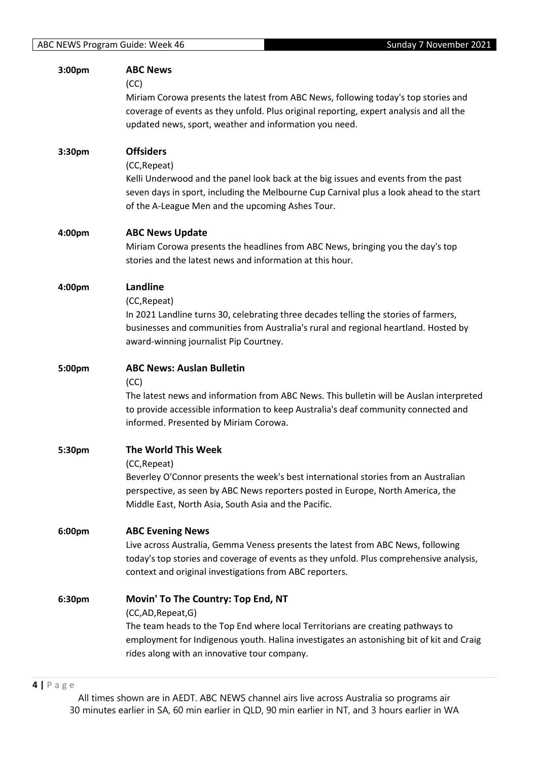**3:00pm** **ABC News**

(CC)

Miriam Corowa presents the latest from ABC News, following today's top stories and coverage of events as they unfold. Plus original reporting, expert analysis and all the updated news, sport, weather and information you need.

**3:30pm** **Offsiders**

(CC,Repeat)

Kelli Underwood and the panel look back at the big issues and events from the past seven days in sport, including the Melbourne Cup Carnival plus a look ahead to the start of the A-League Men and the upcoming Ashes Tour.

**4:00pm** **ABC News Update**

Miriam Corowa presents the headlines from ABC News, bringing you the day's top stories and the latest news and information at this hour.

**4:00pm** **Landline**

(CC,Repeat)

In 2021 Landline turns 30, celebrating three decades telling the stories of farmers, businesses and communities from Australia's rural and regional heartland. Hosted by award-winning journalist Pip Courtney.

**5:00pm** **ABC News: Auslan Bulletin**

(CC)

The latest news and information from ABC News. This bulletin will be Auslan interpreted to provide accessible information to keep Australia's deaf community connected and informed. Presented by Miriam Corowa.

**5:30pm** **The World This Week**

(CC,Repeat)

Beverley O'Connor presents the week's best international stories from an Australian perspective, as seen by ABC News reporters posted in Europe, North America, the Middle East, North Asia, South Asia and the Pacific.

**6:00pm** **ABC Evening News**

Live across Australia, Gemma Veness presents the latest from ABC News, following today's top stories and coverage of events as they unfold. Plus comprehensive analysis, context and original investigations from ABC reporters.

**6:30pm** **Movin' To The Country: Top End, NT**

(CC,AD,Repeat,G)

The team heads to the Top End where local Territorians are creating pathways to employment for Indigenous youth. Halina investigates an astonishing bit of kit and Craig rides along with an innovative tour company.

All times shown are in AEDT. ABC NEWS channel airs live across Australia so programs air 30 minutes earlier in SA, 60 min earlier in QLD, 90 min earlier in NT, and 3 hours earlier in WA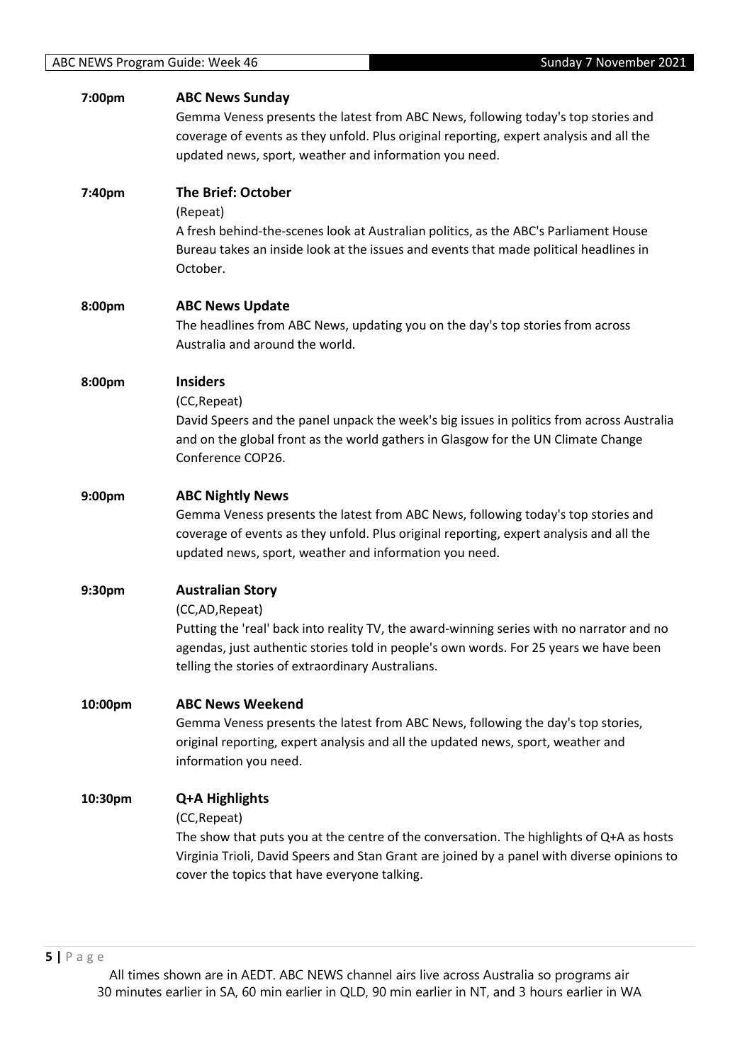**7:00pm** **ABC News Sunday**

Gemma Veness presents the latest from ABC News, following today's top stories and coverage of events as they unfold. Plus original reporting, expert analysis and all the updated news, sport, weather and information you need.

**7:40pm** **The Brief: October**

(Repeat)

A fresh behind-the-scenes look at Australian politics, as the ABC's Parliament House Bureau takes an inside look at the issues and events that made political headlines in October.

**8:00pm** **ABC News Update**

The headlines from ABC News, updating you on the day's top stories from across Australia and around the world.

**8:00pm** **Insiders**

(CC,Repeat)

David Speers and the panel unpack the week's big issues in politics from across Australia and on the global front as the world gathers in Glasgow for the UN Climate Change Conference COP26.

**9:00pm** **ABC Nightly News**

Gemma Veness presents the latest from ABC News, following today's top stories and coverage of events as they unfold. Plus original reporting, expert analysis and all the updated news, sport, weather and information you need.

**9:30pm** **Australian Story**

(CC,AD,Repeat)

Putting the 'real' back into reality TV, the award-winning series with no narrator and no agendas, just authentic stories told in people's own words. For 25 years we have been telling the stories of extraordinary Australians.

**10:00pm** **ABC News Weekend**

Gemma Veness presents the latest from ABC News, following the day's top stories, original reporting, expert analysis and all the updated news, sport, weather and information you need.

**10:30pm** **Q+A Highlights**

(CC,Repeat)

The show that puts you at the centre of the conversation. The highlights of Q+A as hosts Virginia Trioli, David Speers and Stan Grant are joined by a panel with diverse opinions to cover the topics that have everyone talking.

All times shown are in AEDT. ABC NEWS channel airs live across Australia so programs air 30 minutes earlier in SA, 60 min earlier in QLD, 90 min earlier in NT, and 3 hours earlier in WA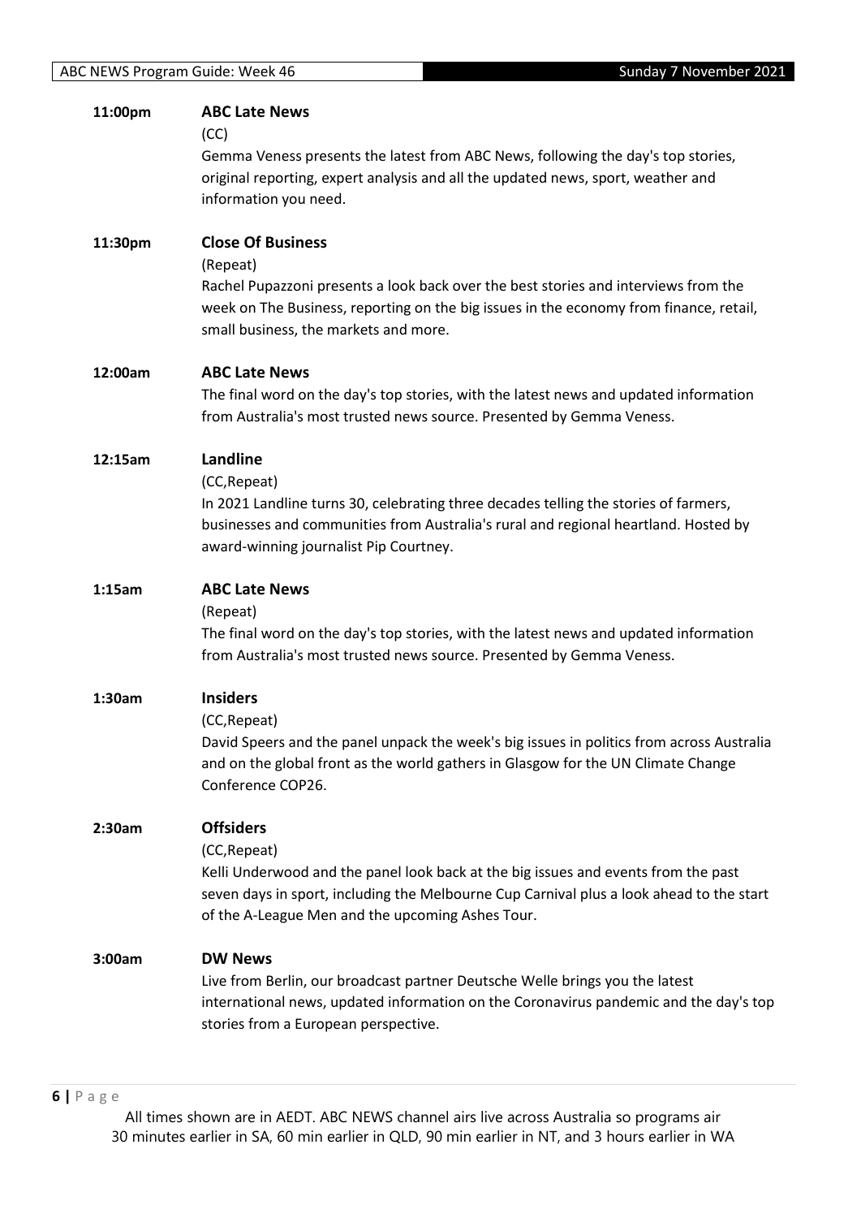**11:00pm** **ABC Late News**

(CC)

Gemma Veness presents the latest from ABC News, following the day's top stories, original reporting, expert analysis and all the updated news, sport, weather and information you need.

**11:30pm** **Close Of Business**

(Repeat)

Rachel Pupazzoni presents a look back over the best stories and interviews from the week on The Business, reporting on the big issues in the economy from finance, retail, small business, the markets and more.

**12:00am** **ABC Late News**

The final word on the day's top stories, with the latest news and updated information from Australia's most trusted news source. Presented by Gemma Veness.

**12:15am** **Landline**

(CC,Repeat)

In 2021 Landline turns 30, celebrating three decades telling the stories of farmers, businesses and communities from Australia's rural and regional heartland. Hosted by award-winning journalist Pip Courtney.

**1:15am** **ABC Late News**

(Repeat)

The final word on the day's top stories, with the latest news and updated information from Australia's most trusted news source. Presented by Gemma Veness.

**1:30am** **Insiders**

(CC,Repeat)

David Speers and the panel unpack the week's big issues in politics from across Australia and on the global front as the world gathers in Glasgow for the UN Climate Change Conference COP26.

**2:30am** **Offsiders**

(CC,Repeat)

Kelli Underwood and the panel look back at the big issues and events from the past seven days in sport, including the Melbourne Cup Carnival plus a look ahead to the start of the A-League Men and the upcoming Ashes Tour.

**3:00am** **DW News**

Live from Berlin, our broadcast partner Deutsche Welle brings you the latest international news, updated information on the Coronavirus pandemic and the day's top stories from a European perspective.

All times shown are in AEDT. ABC NEWS channel airs live across Australia so programs air 30 minutes earlier in SA, 60 min earlier in QLD, 90 min earlier in NT, and 3 hours earlier in WA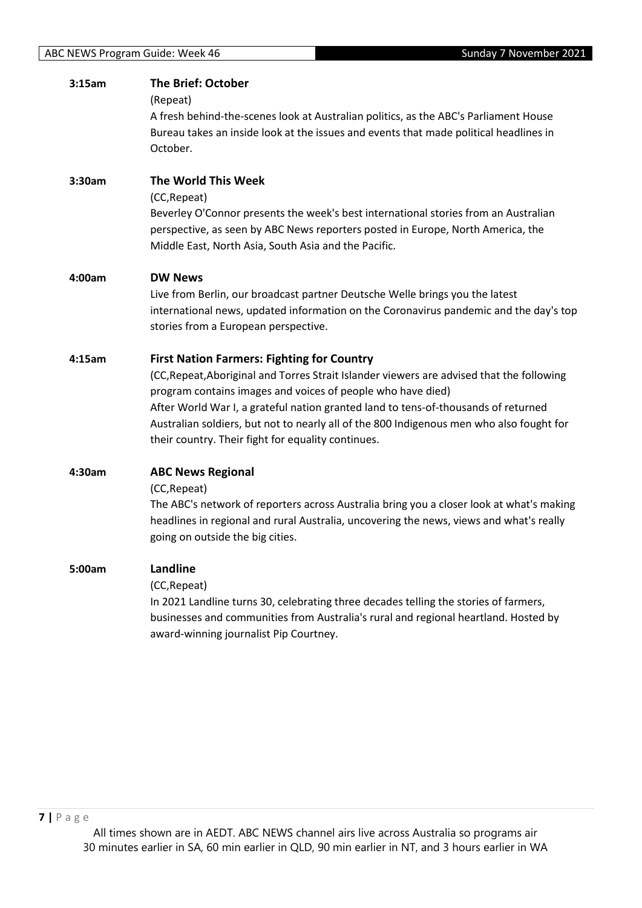**3:15am** **The Brief: October**

(Repeat)

A fresh behind-the-scenes look at Australian politics, as the ABC's Parliament House Bureau takes an inside look at the issues and events that made political headlines in October.

**3:30am** **The World This Week**

(CC,Repeat)

Beverley O'Connor presents the week's best international stories from an Australian perspective, as seen by ABC News reporters posted in Europe, North America, the Middle East, North Asia, South Asia and the Pacific.

**4:00am** **DW News**

Live from Berlin, our broadcast partner Deutsche Welle brings you the latest international news, updated information on the Coronavirus pandemic and the day's top stories from a European perspective.

**4:15am** **First Nation Farmers: Fighting for Country**

(CC,Repeat,Aboriginal and Torres Strait Islander viewers are advised that the following program contains images and voices of people who have died)

After World War I, a grateful nation granted land to tens-of-thousands of returned Australian soldiers, but not to nearly all of the 800 Indigenous men who also fought for their country. Their fight for equality continues.

**4:30am** **ABC News Regional**

(CC,Repeat)

The ABC's network of reporters across Australia bring you a closer look at what's making headlines in regional and rural Australia, uncovering the news, views and what's really going on outside the big cities.

**5:00am** **Landline**

(CC,Repeat)

In 2021 Landline turns 30, celebrating three decades telling the stories of farmers, businesses and communities from Australia's rural and regional heartland. Hosted by award-winning journalist Pip Courtney.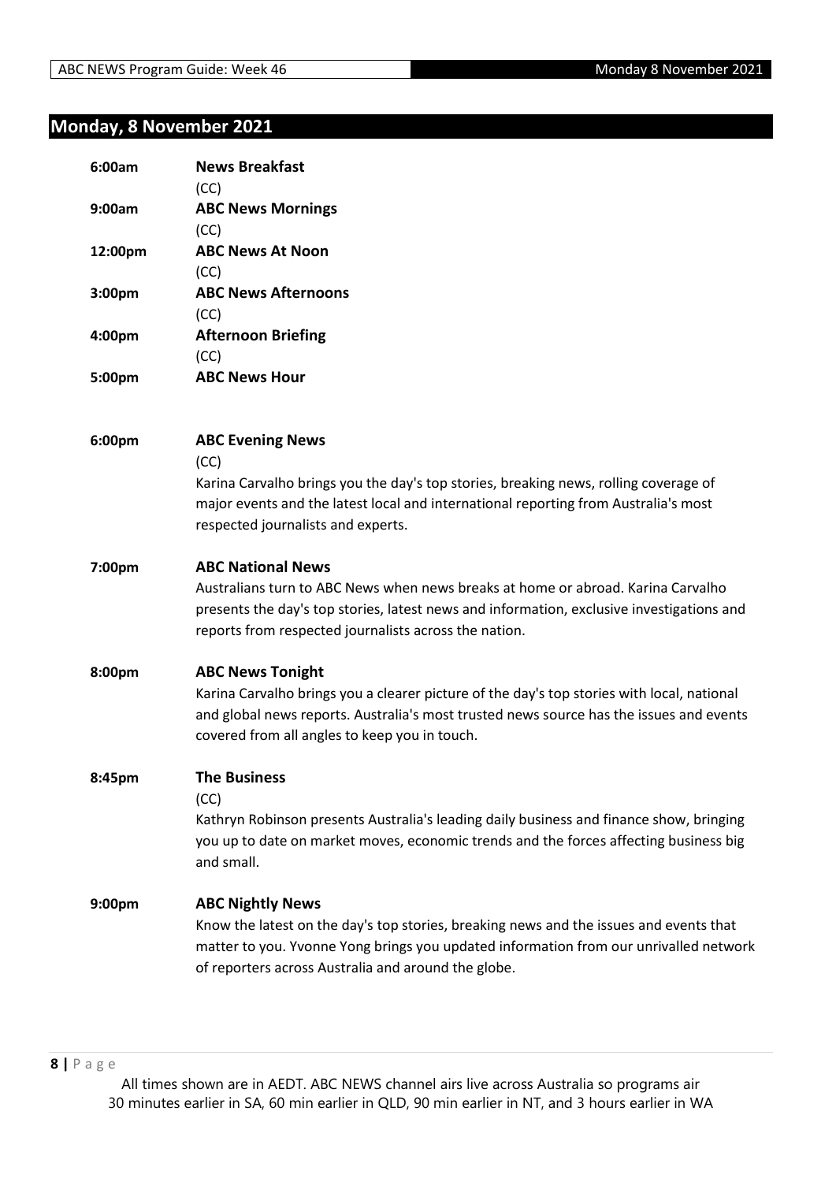## Monday, 8 November 2021

**6:00am** **News Breakfast**
(CC)

**9:00am** **ABC News Mornings**
(CC)

**12:00pm** **ABC News At Noon**
(CC)

**3:00pm** **ABC News Afternoons**
(CC)

**4:00pm** **Afternoon Briefing**
(CC)

**5:00pm** **ABC News Hour**

**6:00pm** **ABC Evening News**
(CC)
Karina Carvalho brings you the day's top stories, breaking news, rolling coverage of major events and the latest local and international reporting from Australia's most respected journalists and experts.

**7:00pm** **ABC National News**
Australians turn to ABC News when news breaks at home or abroad. Karina Carvalho presents the day's top stories, latest news and information, exclusive investigations and reports from respected journalists across the nation.

**8:00pm** **ABC News Tonight**
Karina Carvalho brings you a clearer picture of the day's top stories with local, national and global news reports. Australia's most trusted news source has the issues and events covered from all angles to keep you in touch.

**8:45pm** **The Business**
(CC)
Kathryn Robinson presents Australia's leading daily business and finance show, bringing you up to date on market moves, economic trends and the forces affecting business big and small.

**9:00pm** **ABC Nightly News**
Know the latest on the day's top stories, breaking news and the issues and events that matter to you. Yvonne Yong brings you updated information from our unrivalled network of reporters across Australia and around the globe.

All times shown are in AEDT. ABC NEWS channel airs live across Australia so programs air 30 minutes earlier in SA, 60 min earlier in QLD, 90 min earlier in NT, and 3 hours earlier in WA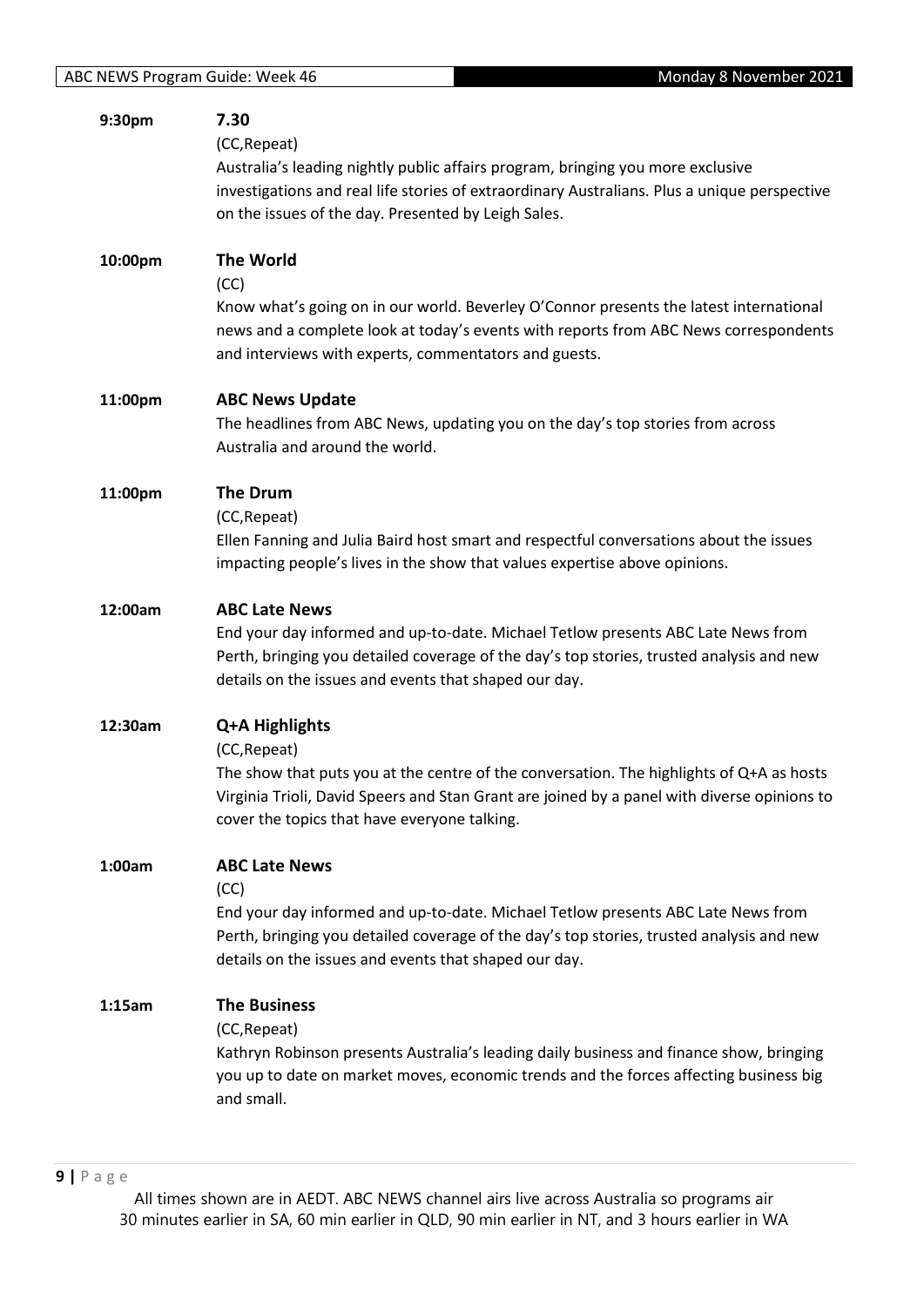| | |
|---|---|
| **9:30pm** | **7.30**<br>(CC,Repeat)<br>Australia's leading nightly public affairs program, bringing you more exclusive investigations and real life stories of extraordinary Australians. Plus a unique perspective on the issues of the day. Presented by Leigh Sales. |
| **10:00pm** | **The World**<br>(CC)<br>Know what's going on in our world. Beverley O'Connor presents the latest international news and a complete look at today's events with reports from ABC News correspondents and interviews with experts, commentators and guests. |
| **11:00pm** | **ABC News Update**<br>The headlines from ABC News, updating you on the day's top stories from across Australia and around the world. |
| **11:00pm** | **The Drum**<br>(CC,Repeat)<br>Ellen Fanning and Julia Baird host smart and respectful conversations about the issues impacting people's lives in the show that values expertise above opinions. |
| **12:00am** | **ABC Late News**<br>End your day informed and up-to-date. Michael Tetlow presents ABC Late News from Perth, bringing you detailed coverage of the day's top stories, trusted analysis and new details on the issues and events that shaped our day. |
| **12:30am** | **Q+A Highlights**<br>(CC,Repeat)<br>The show that puts you at the centre of the conversation. The highlights of Q+A as hosts Virginia Trioli, David Speers and Stan Grant are joined by a panel with diverse opinions to cover the topics that have everyone talking. |
| **1:00am** | **ABC Late News**<br>(CC)<br>End your day informed and up-to-date. Michael Tetlow presents ABC Late News from Perth, bringing you detailed coverage of the day's top stories, trusted analysis and new details on the issues and events that shaped our day. |
| **1:15am** | **The Business**<br>(CC,Repeat)<br>Kathryn Robinson presents Australia's leading daily business and finance show, bringing you up to date on market moves, economic trends and the forces affecting business big and small. |

All times shown are in AEDT. ABC NEWS channel airs live across Australia so programs air 30 minutes earlier in SA, 60 min earlier in QLD, 90 min earlier in NT, and 3 hours earlier in WA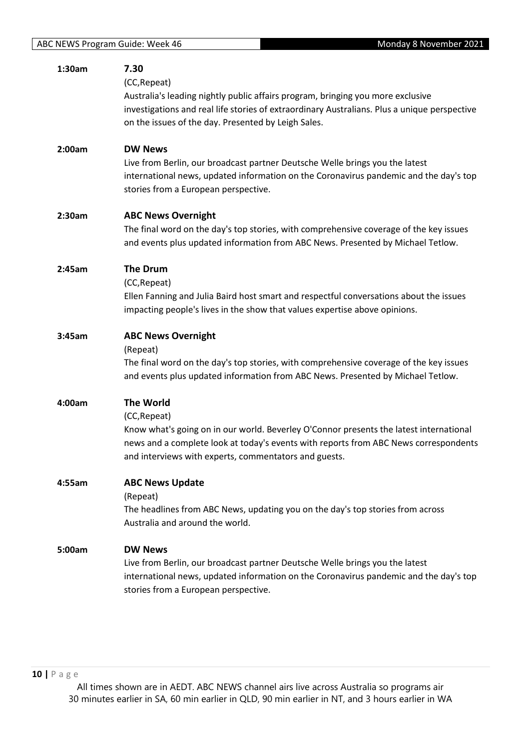**1:30am** **7.30**

(CC,Repeat)

Australia's leading nightly public affairs program, bringing you more exclusive investigations and real life stories of extraordinary Australians. Plus a unique perspective on the issues of the day. Presented by Leigh Sales.

**2:00am** **DW News**

Live from Berlin, our broadcast partner Deutsche Welle brings you the latest international news, updated information on the Coronavirus pandemic and the day's top stories from a European perspective.

**2:30am** **ABC News Overnight**

The final word on the day's top stories, with comprehensive coverage of the key issues and events plus updated information from ABC News. Presented by Michael Tetlow.

**2:45am** **The Drum**

(CC,Repeat)

Ellen Fanning and Julia Baird host smart and respectful conversations about the issues impacting people's lives in the show that values expertise above opinions.

**3:45am** **ABC News Overnight**

(Repeat)

The final word on the day's top stories, with comprehensive coverage of the key issues and events plus updated information from ABC News. Presented by Michael Tetlow.

**4:00am** **The World**

(CC,Repeat)

Know what's going on in our world. Beverley O'Connor presents the latest international news and a complete look at today's events with reports from ABC News correspondents and interviews with experts, commentators and guests.

**4:55am** **ABC News Update**

(Repeat)

The headlines from ABC News, updating you on the day's top stories from across Australia and around the world.

**5:00am** **DW News**

Live from Berlin, our broadcast partner Deutsche Welle brings you the latest international news, updated information on the Coronavirus pandemic and the day's top stories from a European perspective.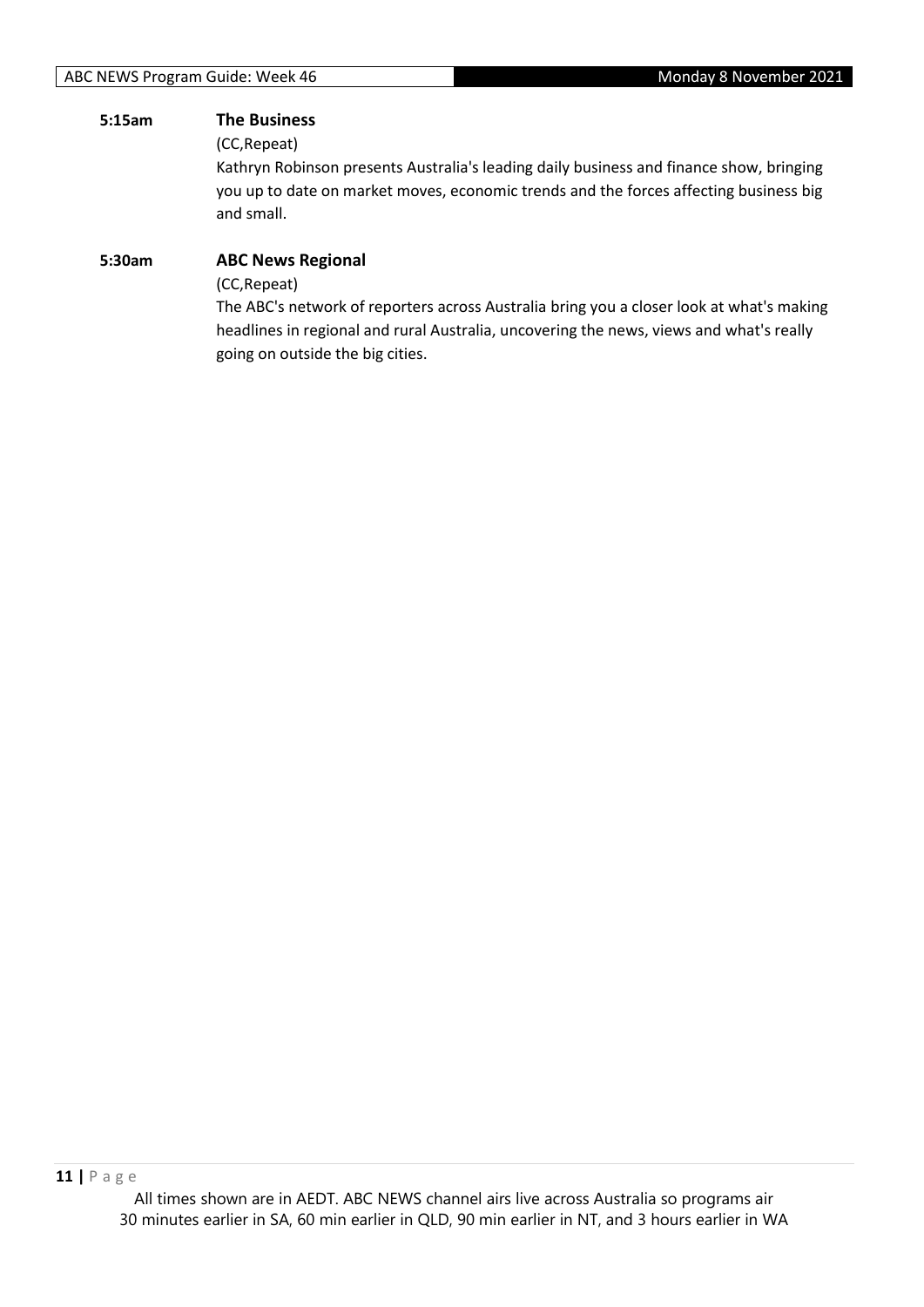**5:15am** **The Business**

(CC,Repeat)

Kathryn Robinson presents Australia's leading daily business and finance show, bringing you up to date on market moves, economic trends and the forces affecting business big and small.

**5:30am** **ABC News Regional**

(CC,Repeat)

The ABC's network of reporters across Australia bring you a closer look at what's making headlines in regional and rural Australia, uncovering the news, views and what's really going on outside the big cities.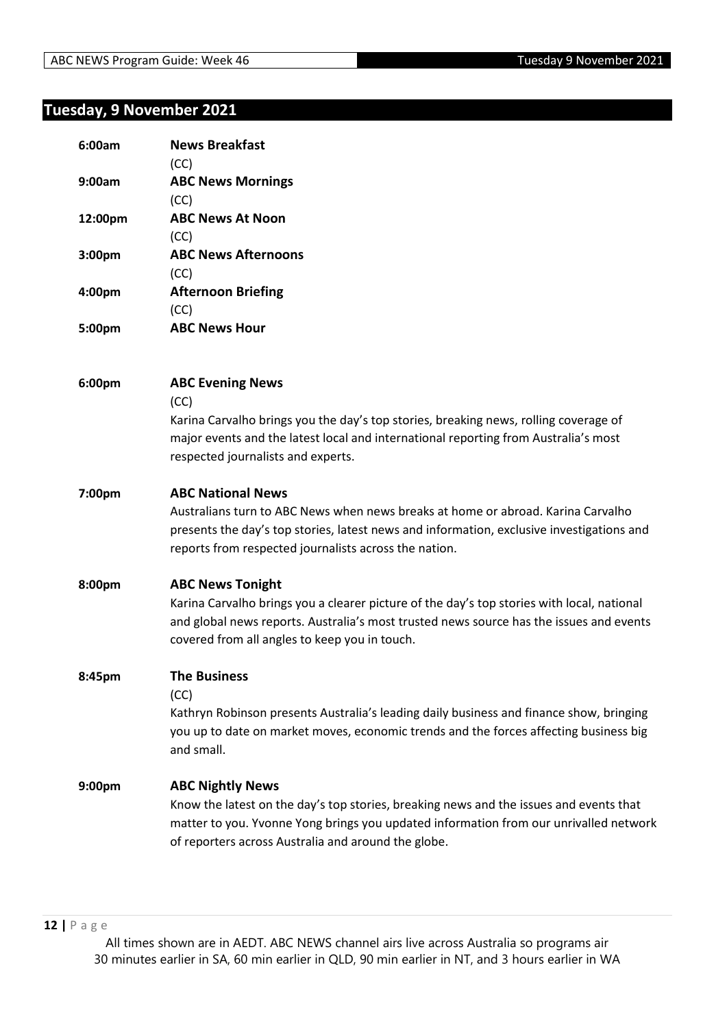# Tuesday, 9 November 2021

**6:00am** **News Breakfast**
(CC)

**9:00am** **ABC News Mornings**
(CC)

**12:00pm** **ABC News At Noon**
(CC)

**3:00pm** **ABC News Afternoons**
(CC)

**4:00pm** **Afternoon Briefing**
(CC)

**5:00pm** **ABC News Hour**

**6:00pm** **ABC Evening News**
(CC)
Karina Carvalho brings you the day's top stories, breaking news, rolling coverage of major events and the latest local and international reporting from Australia's most respected journalists and experts.

**7:00pm** **ABC National News**
Australians turn to ABC News when news breaks at home or abroad. Karina Carvalho presents the day's top stories, latest news and information, exclusive investigations and reports from respected journalists across the nation.

**8:00pm** **ABC News Tonight**
Karina Carvalho brings you a clearer picture of the day's top stories with local, national and global news reports. Australia's most trusted news source has the issues and events covered from all angles to keep you in touch.

**8:45pm** **The Business**
(CC)
Kathryn Robinson presents Australia's leading daily business and finance show, bringing you up to date on market moves, economic trends and the forces affecting business big and small.

**9:00pm** **ABC Nightly News**
Know the latest on the day's top stories, breaking news and the issues and events that matter to you. Yvonne Yong brings you updated information from our unrivalled network of reporters across Australia and around the globe.

All times shown are in AEDT. ABC NEWS channel airs live across Australia so programs air 30 minutes earlier in SA, 60 min earlier in QLD, 90 min earlier in NT, and 3 hours earlier in WA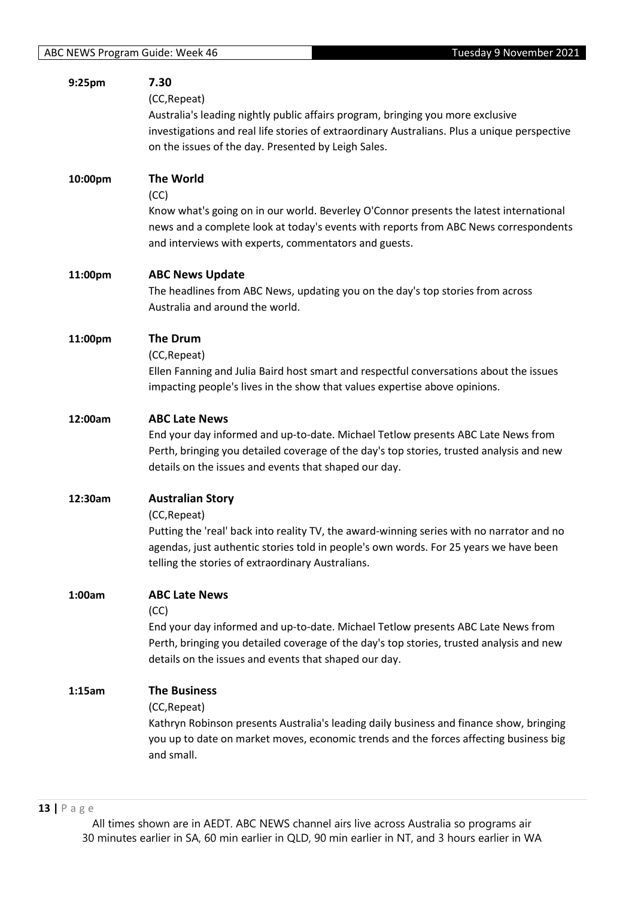**9:25pm** **7.30**

(CC,Repeat)

Australia's leading nightly public affairs program, bringing you more exclusive investigations and real life stories of extraordinary Australians. Plus a unique perspective on the issues of the day. Presented by Leigh Sales.

**10:00pm** **The World**

(CC)

Know what's going on in our world. Beverley O'Connor presents the latest international news and a complete look at today's events with reports from ABC News correspondents and interviews with experts, commentators and guests.

**11:00pm** **ABC News Update**

The headlines from ABC News, updating you on the day's top stories from across Australia and around the world.

**11:00pm** **The Drum**

(CC,Repeat)

Ellen Fanning and Julia Baird host smart and respectful conversations about the issues impacting people's lives in the show that values expertise above opinions.

**12:00am** **ABC Late News**

End your day informed and up-to-date. Michael Tetlow presents ABC Late News from Perth, bringing you detailed coverage of the day's top stories, trusted analysis and new details on the issues and events that shaped our day.

**12:30am** **Australian Story**

(CC,Repeat)

Putting the 'real' back into reality TV, the award-winning series with no narrator and no agendas, just authentic stories told in people's own words. For 25 years we have been telling the stories of extraordinary Australians.

**1:00am** **ABC Late News**

(CC)

End your day informed and up-to-date. Michael Tetlow presents ABC Late News from Perth, bringing you detailed coverage of the day's top stories, trusted analysis and new details on the issues and events that shaped our day.

**1:15am** **The Business**

(CC,Repeat)

Kathryn Robinson presents Australia's leading daily business and finance show, bringing you up to date on market moves, economic trends and the forces affecting business big and small.

All times shown are in AEDT. ABC NEWS channel airs live across Australia so programs air 30 minutes earlier in SA, 60 min earlier in QLD, 90 min earlier in NT, and 3 hours earlier in WA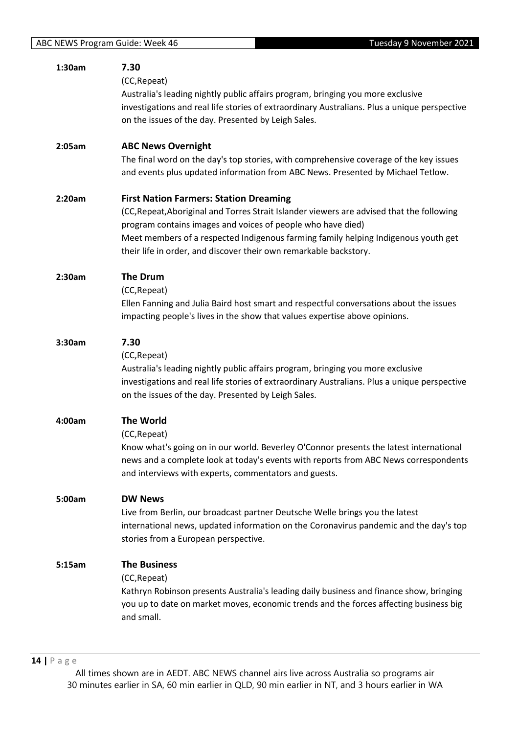**1:30am** **7.30**
(CC,Repeat)
Australia's leading nightly public affairs program, bringing you more exclusive investigations and real life stories of extraordinary Australians. Plus a unique perspective on the issues of the day. Presented by Leigh Sales.

**2:05am** **ABC News Overnight**
The final word on the day's top stories, with comprehensive coverage of the key issues and events plus updated information from ABC News. Presented by Michael Tetlow.

**2:20am** **First Nation Farmers: Station Dreaming**
(CC,Repeat,Aboriginal and Torres Strait Islander viewers are advised that the following program contains images and voices of people who have died)
Meet members of a respected Indigenous farming family helping Indigenous youth get their life in order, and discover their own remarkable backstory.

**2:30am** **The Drum**
(CC,Repeat)
Ellen Fanning and Julia Baird host smart and respectful conversations about the issues impacting people's lives in the show that values expertise above opinions.

**3:30am** **7.30**
(CC,Repeat)
Australia's leading nightly public affairs program, bringing you more exclusive investigations and real life stories of extraordinary Australians. Plus a unique perspective on the issues of the day. Presented by Leigh Sales.

**4:00am** **The World**
(CC,Repeat)
Know what's going on in our world. Beverley O'Connor presents the latest international news and a complete look at today's events with reports from ABC News correspondents and interviews with experts, commentators and guests.

**5:00am** **DW News**
Live from Berlin, our broadcast partner Deutsche Welle brings you the latest international news, updated information on the Coronavirus pandemic and the day's top stories from a European perspective.

**5:15am** **The Business**
(CC,Repeat)
Kathryn Robinson presents Australia's leading daily business and finance show, bringing you up to date on market moves, economic trends and the forces affecting business big and small.

All times shown are in AEDT. ABC NEWS channel airs live across Australia so programs air 30 minutes earlier in SA, 60 min earlier in QLD, 90 min earlier in NT, and 3 hours earlier in WA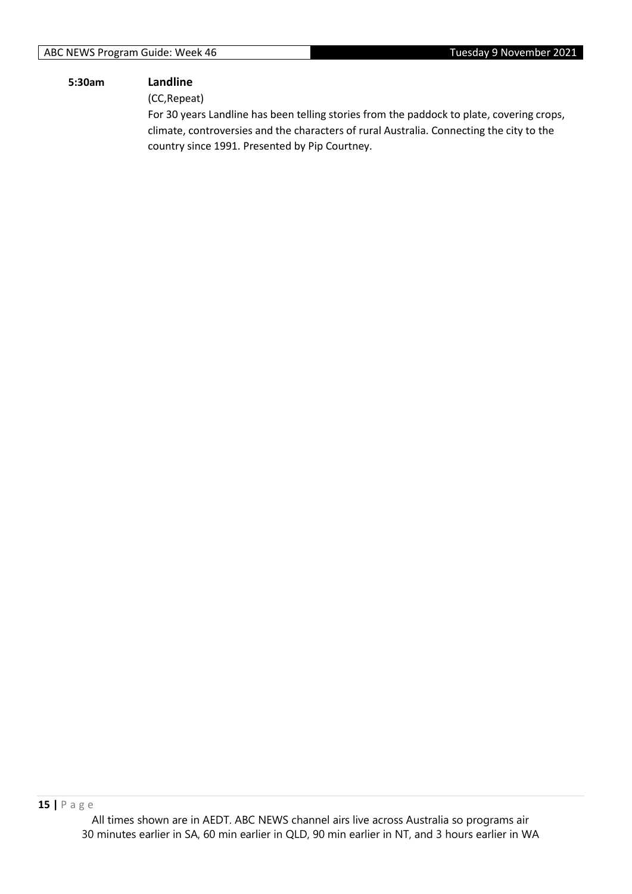**5:30am** **Landline**

(CC,Repeat)

For 30 years Landline has been telling stories from the paddock to plate, covering crops, climate, controversies and the characters of rural Australia. Connecting the city to the country since 1991. Presented by Pip Courtney.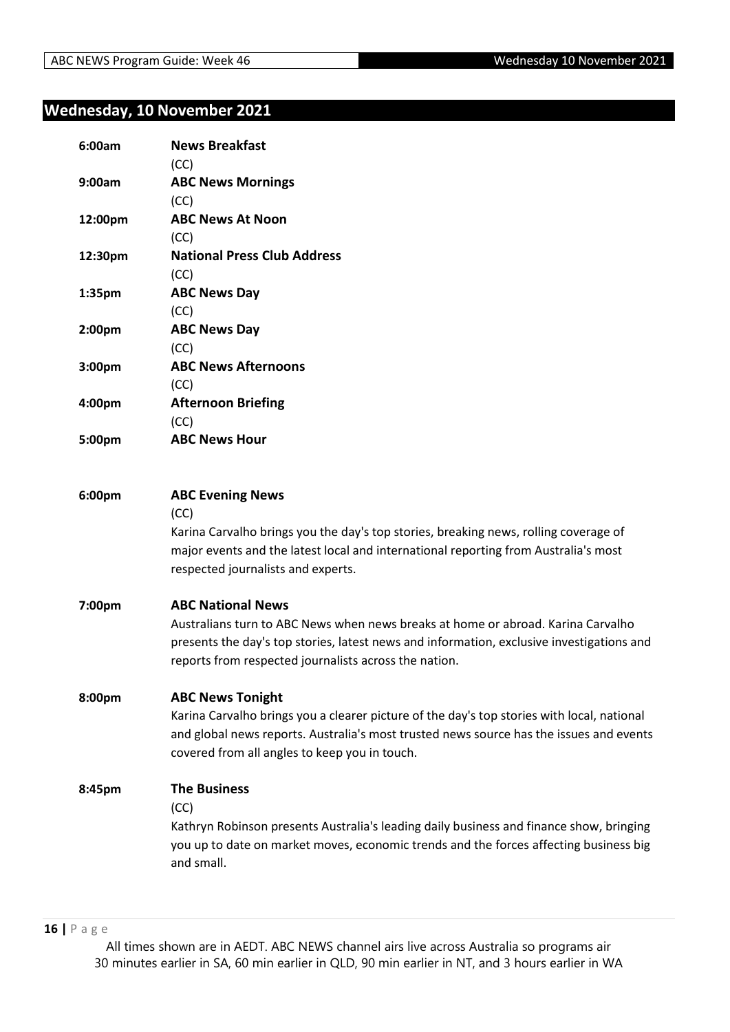## Wednesday, 10 November 2021

**6:00am** **News Breakfast**
(CC)

**9:00am** **ABC News Mornings**
(CC)

**12:00pm** **ABC News At Noon**
(CC)

**12:30pm** **National Press Club Address**
(CC)

**1:35pm** **ABC News Day**
(CC)

**2:00pm** **ABC News Day**
(CC)

**3:00pm** **ABC News Afternoons**
(CC)

**4:00pm** **Afternoon Briefing**
(CC)

**5:00pm** **ABC News Hour**

**6:00pm** **ABC Evening News**
(CC)
Karina Carvalho brings you the day's top stories, breaking news, rolling coverage of major events and the latest local and international reporting from Australia's most respected journalists and experts.

**7:00pm** **ABC National News**
Australians turn to ABC News when news breaks at home or abroad. Karina Carvalho presents the day's top stories, latest news and information, exclusive investigations and reports from respected journalists across the nation.

**8:00pm** **ABC News Tonight**
Karina Carvalho brings you a clearer picture of the day's top stories with local, national and global news reports. Australia's most trusted news source has the issues and events covered from all angles to keep you in touch.

**8:45pm** **The Business**
(CC)
Kathryn Robinson presents Australia's leading daily business and finance show, bringing you up to date on market moves, economic trends and the forces affecting business big and small.

All times shown are in AEDT. ABC NEWS channel airs live across Australia so programs air 30 minutes earlier in SA, 60 min earlier in QLD, 90 min earlier in NT, and 3 hours earlier in WA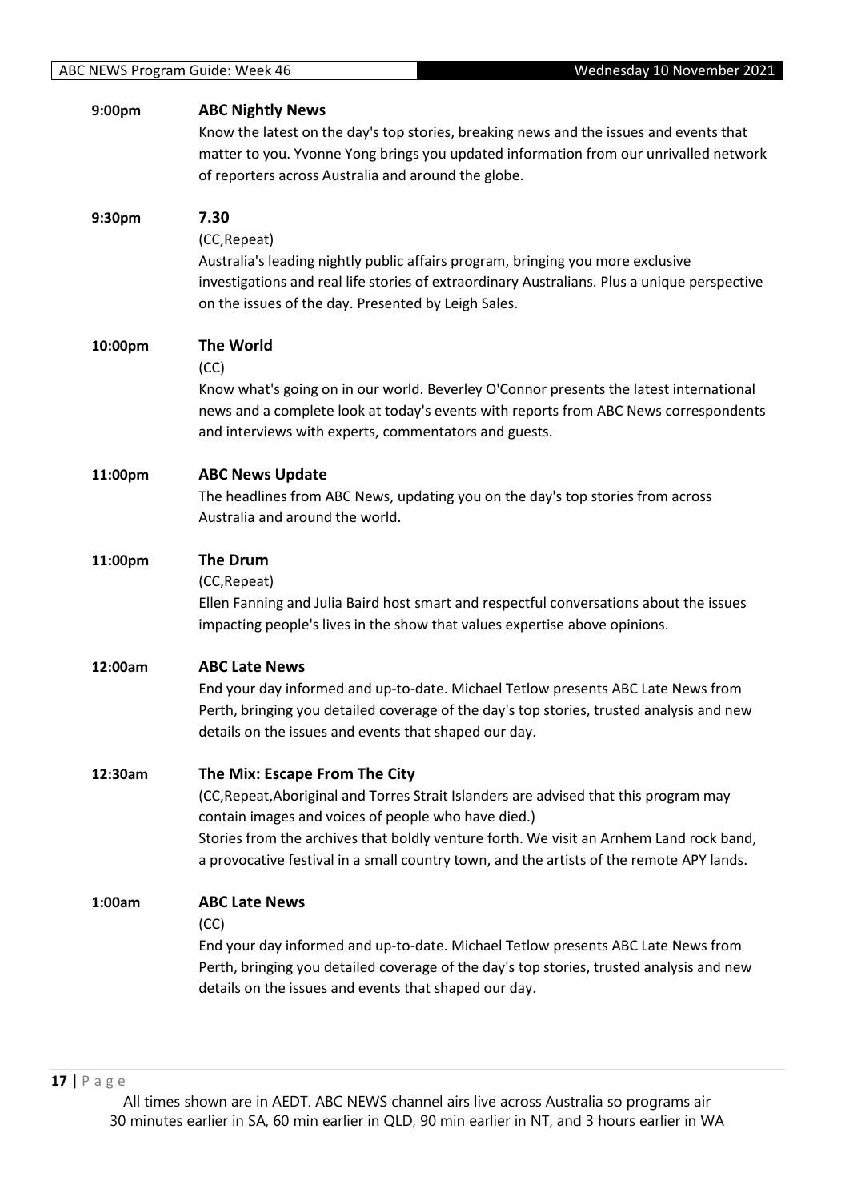**9:00pm** **ABC Nightly News**

Know the latest on the day's top stories, breaking news and the issues and events that matter to you. Yvonne Yong brings you updated information from our unrivalled network of reporters across Australia and around the globe.

**9:30pm** **7.30**

(CC,Repeat)

Australia's leading nightly public affairs program, bringing you more exclusive investigations and real life stories of extraordinary Australians. Plus a unique perspective on the issues of the day. Presented by Leigh Sales.

**10:00pm** **The World**

(CC)

Know what's going on in our world. Beverley O'Connor presents the latest international news and a complete look at today's events with reports from ABC News correspondents and interviews with experts, commentators and guests.

**11:00pm** **ABC News Update**

The headlines from ABC News, updating you on the day's top stories from across Australia and around the world.

**11:00pm** **The Drum**

(CC,Repeat)

Ellen Fanning and Julia Baird host smart and respectful conversations about the issues impacting people's lives in the show that values expertise above opinions.

**12:00am** **ABC Late News**

End your day informed and up-to-date. Michael Tetlow presents ABC Late News from Perth, bringing you detailed coverage of the day's top stories, trusted analysis and new details on the issues and events that shaped our day.

**12:30am** **The Mix: Escape From The City**

(CC,Repeat,Aboriginal and Torres Strait Islanders are advised that this program may contain images and voices of people who have died.)

Stories from the archives that boldly venture forth. We visit an Arnhem Land rock band, a provocative festival in a small country town, and the artists of the remote APY lands.

**1:00am** **ABC Late News**

(CC)

End your day informed and up-to-date. Michael Tetlow presents ABC Late News from Perth, bringing you detailed coverage of the day's top stories, trusted analysis and new details on the issues and events that shaped our day.

All times shown are in AEDT. ABC NEWS channel airs live across Australia so programs air 30 minutes earlier in SA, 60 min earlier in QLD, 90 min earlier in NT, and 3 hours earlier in WA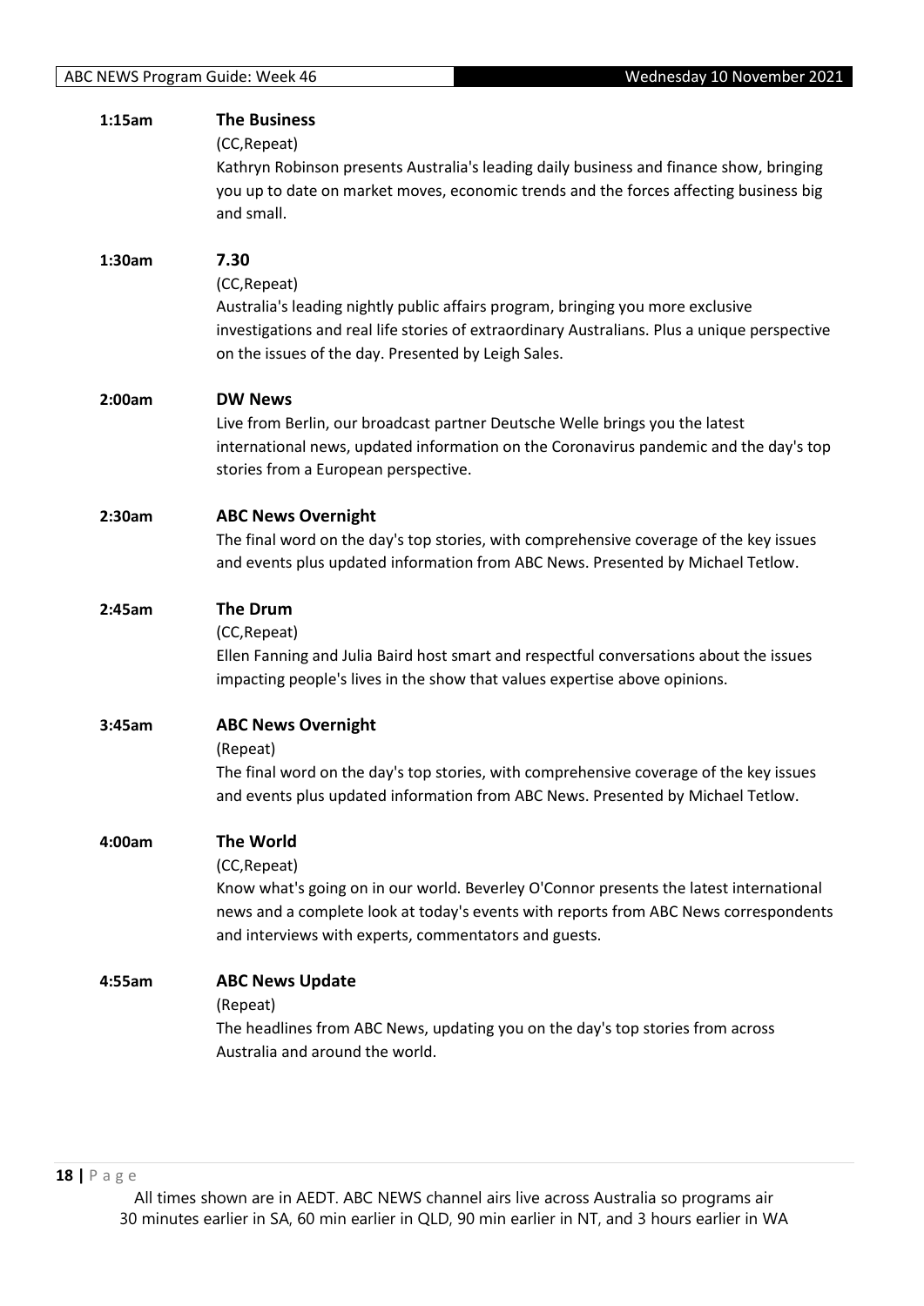**1:15am** **The Business**
(CC,Repeat)
Kathryn Robinson presents Australia's leading daily business and finance show, bringing you up to date on market moves, economic trends and the forces affecting business big and small.

**1:30am** **7.30**
(CC,Repeat)
Australia's leading nightly public affairs program, bringing you more exclusive investigations and real life stories of extraordinary Australians. Plus a unique perspective on the issues of the day. Presented by Leigh Sales.

**2:00am** **DW News**
Live from Berlin, our broadcast partner Deutsche Welle brings you the latest international news, updated information on the Coronavirus pandemic and the day's top stories from a European perspective.

**2:30am** **ABC News Overnight**
The final word on the day's top stories, with comprehensive coverage of the key issues and events plus updated information from ABC News. Presented by Michael Tetlow.

**2:45am** **The Drum**
(CC,Repeat)
Ellen Fanning and Julia Baird host smart and respectful conversations about the issues impacting people's lives in the show that values expertise above opinions.

**3:45am** **ABC News Overnight**
(Repeat)
The final word on the day's top stories, with comprehensive coverage of the key issues and events plus updated information from ABC News. Presented by Michael Tetlow.

**4:00am** **The World**
(CC,Repeat)
Know what's going on in our world. Beverley O'Connor presents the latest international news and a complete look at today's events with reports from ABC News correspondents and interviews with experts, commentators and guests.

**4:55am** **ABC News Update**
(Repeat)
The headlines from ABC News, updating you on the day's top stories from across Australia and around the world.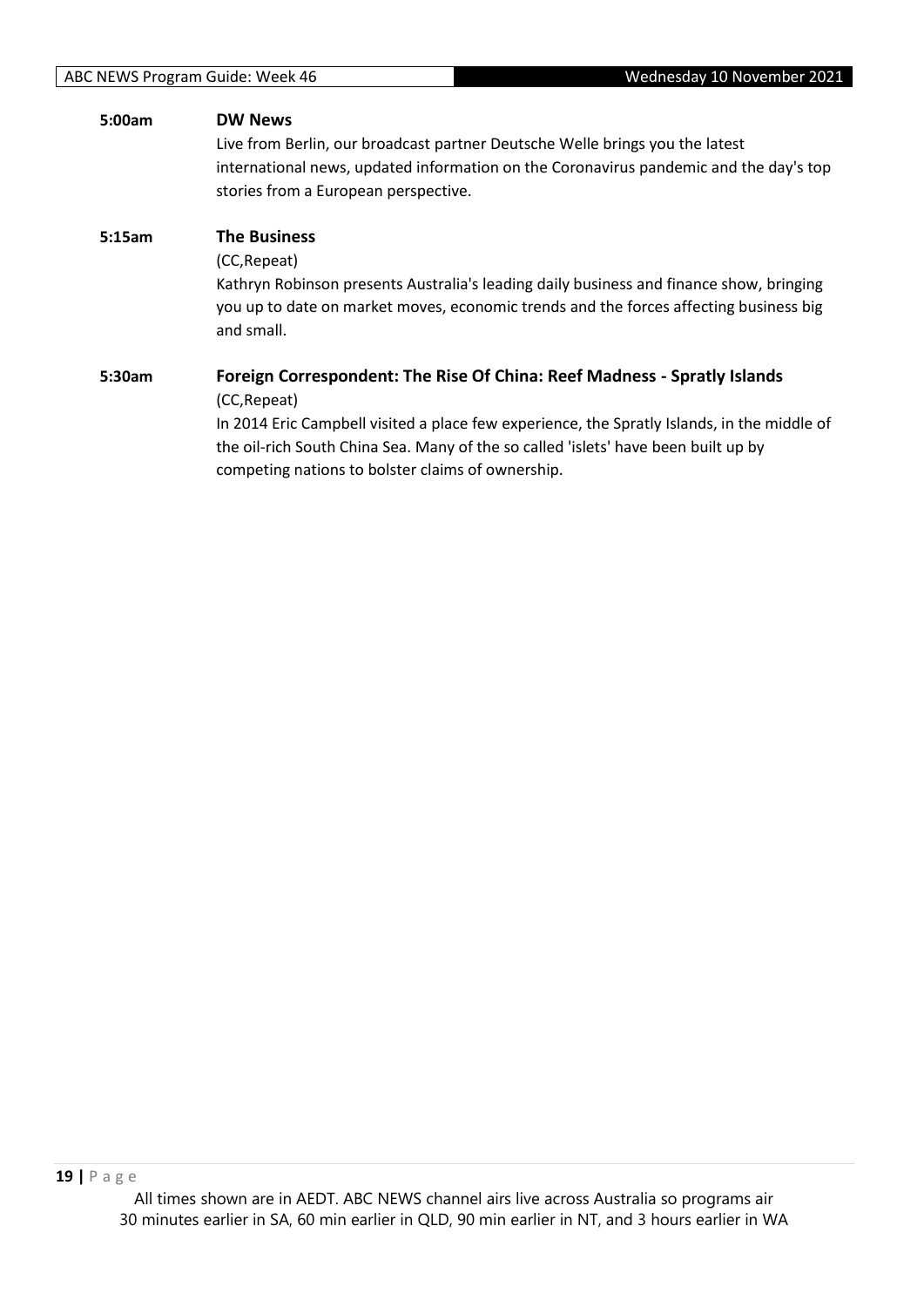**5:00am** **DW News**

Live from Berlin, our broadcast partner Deutsche Welle brings you the latest international news, updated information on the Coronavirus pandemic and the day's top stories from a European perspective.

**5:15am** **The Business**

(CC,Repeat)

Kathryn Robinson presents Australia's leading daily business and finance show, bringing you up to date on market moves, economic trends and the forces affecting business big and small.

**5:30am** **Foreign Correspondent: The Rise Of China: Reef Madness - Spratly Islands**

(CC,Repeat)

In 2014 Eric Campbell visited a place few experience, the Spratly Islands, in the middle of the oil-rich South China Sea. Many of the so called 'islets' have been built up by competing nations to bolster claims of ownership.

All times shown are in AEDT. ABC NEWS channel airs live across Australia so programs air 30 minutes earlier in SA, 60 min earlier in QLD, 90 min earlier in NT, and 3 hours earlier in WA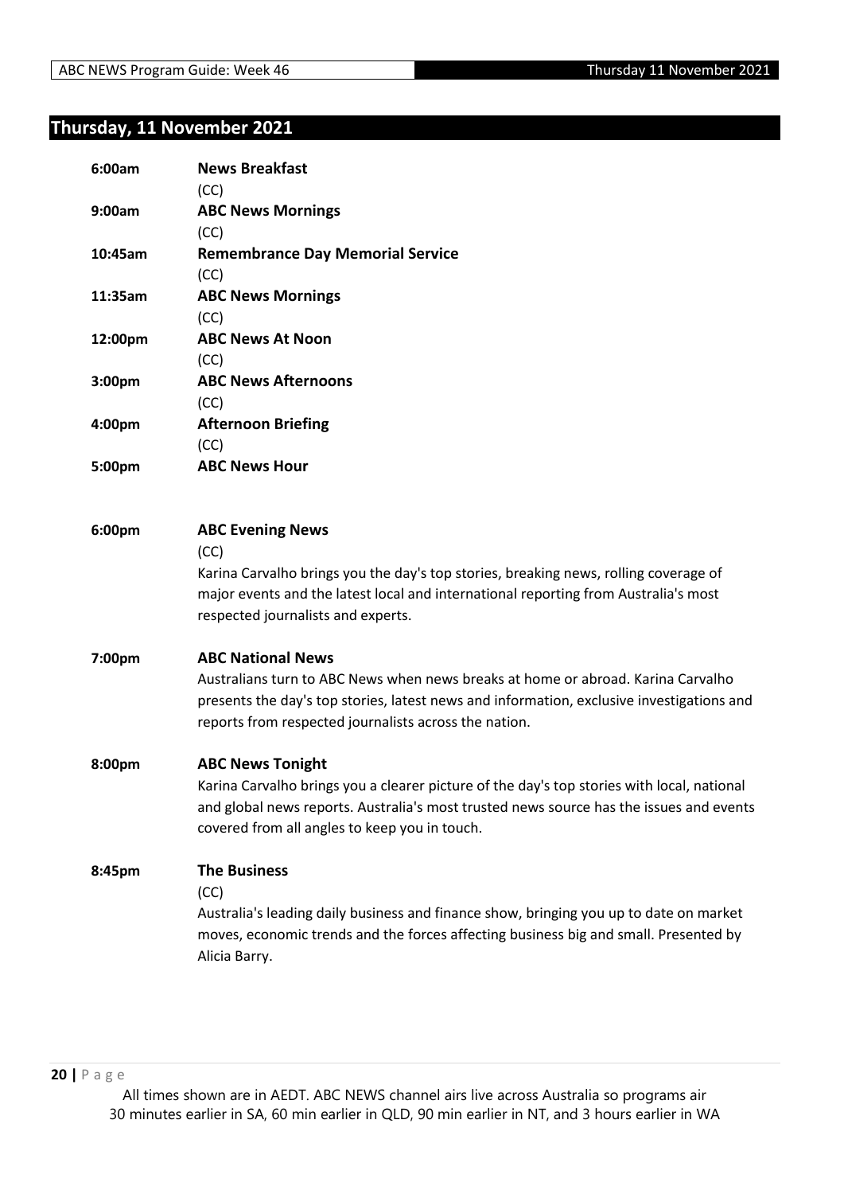## Thursday, 11 November 2021

**6:00am** **News Breakfast**
(CC)

**9:00am** **ABC News Mornings**
(CC)

**10:45am** **Remembrance Day Memorial Service**
(CC)

**11:35am** **ABC News Mornings**
(CC)

**12:00pm** **ABC News At Noon**
(CC)

**3:00pm** **ABC News Afternoons**
(CC)

**4:00pm** **Afternoon Briefing**
(CC)

**5:00pm** **ABC News Hour**

**6:00pm** **ABC Evening News**
(CC)
Karina Carvalho brings you the day's top stories, breaking news, rolling coverage of major events and the latest local and international reporting from Australia's most respected journalists and experts.

**7:00pm** **ABC National News**
Australians turn to ABC News when news breaks at home or abroad. Karina Carvalho presents the day's top stories, latest news and information, exclusive investigations and reports from respected journalists across the nation.

**8:00pm** **ABC News Tonight**
Karina Carvalho brings you a clearer picture of the day's top stories with local, national and global news reports. Australia's most trusted news source has the issues and events covered from all angles to keep you in touch.

**8:45pm** **The Business**
(CC)
Australia's leading daily business and finance show, bringing you up to date on market moves, economic trends and the forces affecting business big and small. Presented by Alicia Barry.

All times shown are in AEDT. ABC NEWS channel airs live across Australia so programs air 30 minutes earlier in SA, 60 min earlier in QLD, 90 min earlier in NT, and 3 hours earlier in WA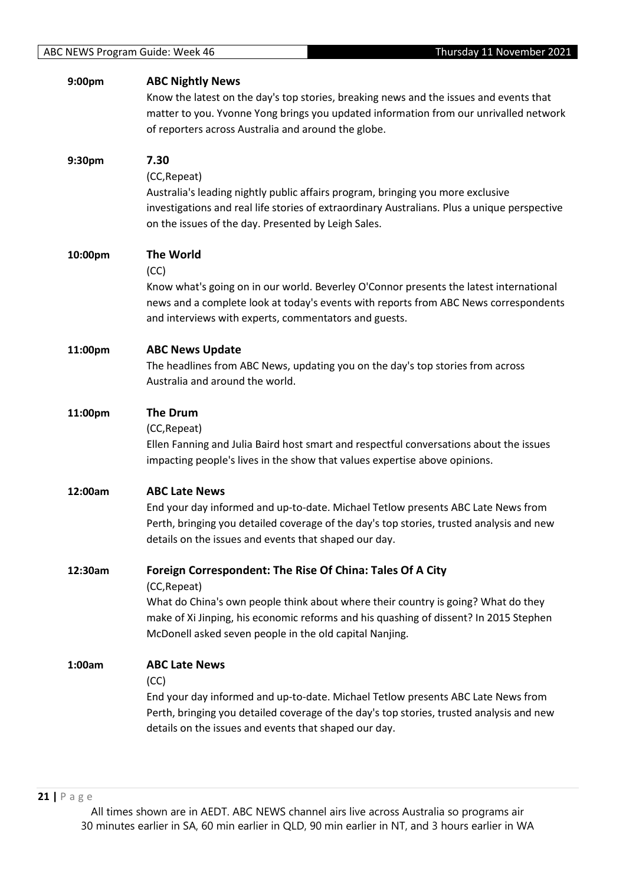**9:00pm** **ABC Nightly News**

Know the latest on the day's top stories, breaking news and the issues and events that matter to you. Yvonne Yong brings you updated information from our unrivalled network of reporters across Australia and around the globe.

**9:30pm** **7.30**

(CC,Repeat)

Australia's leading nightly public affairs program, bringing you more exclusive investigations and real life stories of extraordinary Australians. Plus a unique perspective on the issues of the day. Presented by Leigh Sales.

**10:00pm** **The World**

(CC)

Know what's going on in our world. Beverley O'Connor presents the latest international news and a complete look at today's events with reports from ABC News correspondents and interviews with experts, commentators and guests.

**11:00pm** **ABC News Update**

The headlines from ABC News, updating you on the day's top stories from across Australia and around the world.

**11:00pm** **The Drum**

(CC,Repeat)

Ellen Fanning and Julia Baird host smart and respectful conversations about the issues impacting people's lives in the show that values expertise above opinions.

**12:00am** **ABC Late News**

End your day informed and up-to-date. Michael Tetlow presents ABC Late News from Perth, bringing you detailed coverage of the day's top stories, trusted analysis and new details on the issues and events that shaped our day.

**12:30am** **Foreign Correspondent: The Rise Of China: Tales Of A City**

(CC,Repeat)

What do China's own people think about where their country is going? What do they make of Xi Jinping, his economic reforms and his quashing of dissent? In 2015 Stephen McDonell asked seven people in the old capital Nanjing.

**1:00am** **ABC Late News**

(CC)

End your day informed and up-to-date. Michael Tetlow presents ABC Late News from Perth, bringing you detailed coverage of the day's top stories, trusted analysis and new details on the issues and events that shaped our day.

All times shown are in AEDT. ABC NEWS channel airs live across Australia so programs air 30 minutes earlier in SA, 60 min earlier in QLD, 90 min earlier in NT, and 3 hours earlier in WA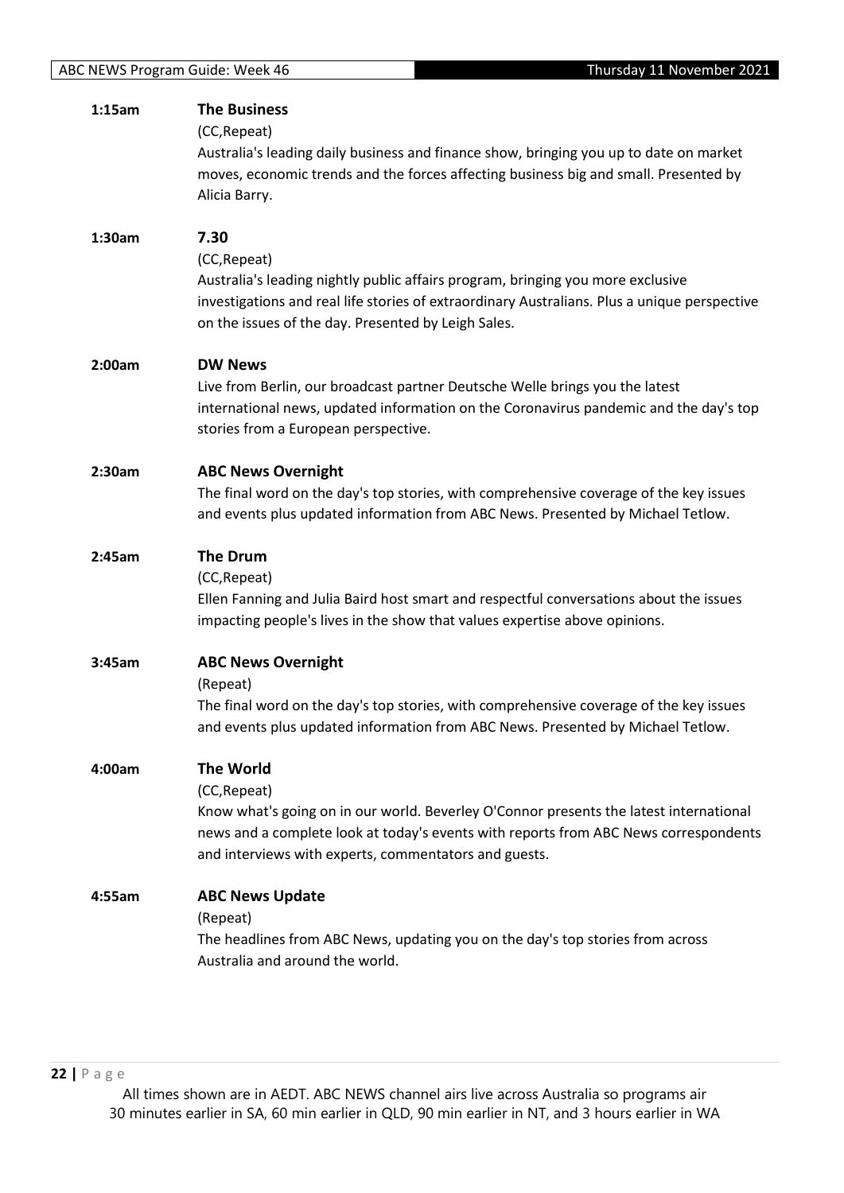**1:15am** **The Business**

(CC,Repeat)

Australia's leading daily business and finance show, bringing you up to date on market moves, economic trends and the forces affecting business big and small. Presented by Alicia Barry.

**1:30am** **7.30**

(CC,Repeat)

Australia's leading nightly public affairs program, bringing you more exclusive investigations and real life stories of extraordinary Australians. Plus a unique perspective on the issues of the day. Presented by Leigh Sales.

**2:00am** **DW News**

Live from Berlin, our broadcast partner Deutsche Welle brings you the latest international news, updated information on the Coronavirus pandemic and the day's top stories from a European perspective.

**2:30am** **ABC News Overnight**

The final word on the day's top stories, with comprehensive coverage of the key issues and events plus updated information from ABC News. Presented by Michael Tetlow.

**2:45am** **The Drum**

(CC,Repeat)

Ellen Fanning and Julia Baird host smart and respectful conversations about the issues impacting people's lives in the show that values expertise above opinions.

**3:45am** **ABC News Overnight**

(Repeat)

The final word on the day's top stories, with comprehensive coverage of the key issues and events plus updated information from ABC News. Presented by Michael Tetlow.

**4:00am** **The World**

(CC,Repeat)

Know what's going on in our world. Beverley O'Connor presents the latest international news and a complete look at today's events with reports from ABC News correspondents and interviews with experts, commentators and guests.

**4:55am** **ABC News Update**

(Repeat)

The headlines from ABC News, updating you on the day's top stories from across Australia and around the world.

All times shown are in AEDT. ABC NEWS channel airs live across Australia so programs air 30 minutes earlier in SA, 60 min earlier in QLD, 90 min earlier in NT, and 3 hours earlier in WA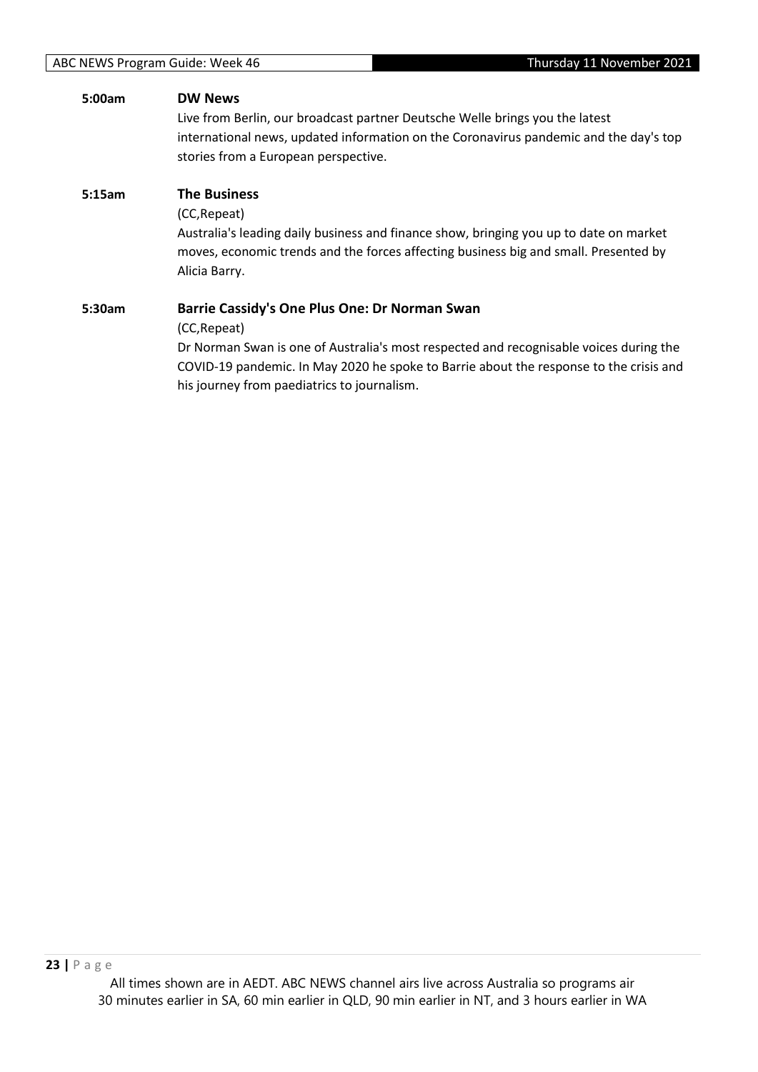**5:00am** **DW News**

Live from Berlin, our broadcast partner Deutsche Welle brings you the latest international news, updated information on the Coronavirus pandemic and the day's top stories from a European perspective.

**5:15am** **The Business**

(CC,Repeat)

Australia's leading daily business and finance show, bringing you up to date on market moves, economic trends and the forces affecting business big and small. Presented by Alicia Barry.

**5:30am** **Barrie Cassidy's One Plus One: Dr Norman Swan**

(CC,Repeat)

Dr Norman Swan is one of Australia's most respected and recognisable voices during the COVID-19 pandemic. In May 2020 he spoke to Barrie about the response to the crisis and his journey from paediatrics to journalism.

All times shown are in AEDT. ABC NEWS channel airs live across Australia so programs air 30 minutes earlier in SA, 60 min earlier in QLD, 90 min earlier in NT, and 3 hours earlier in WA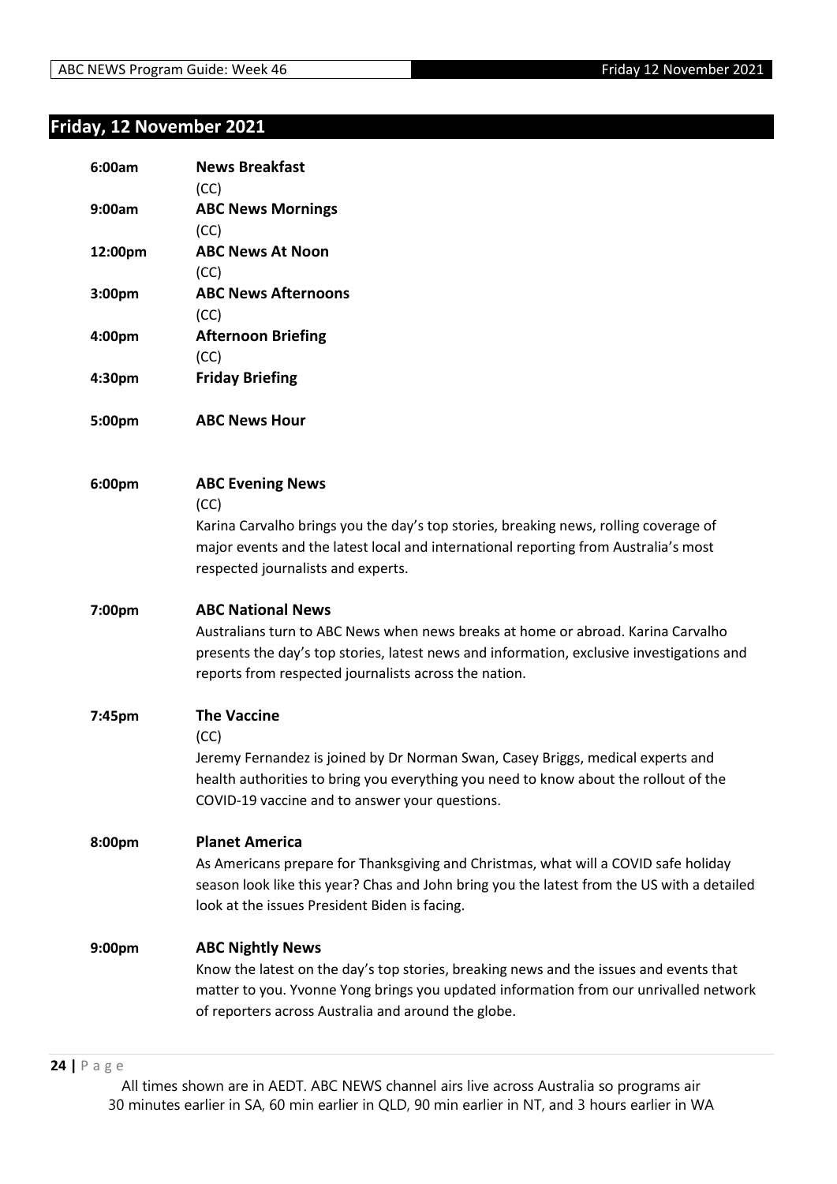## Friday, 12 November 2021

**6:00am** **News Breakfast**
(CC)

**9:00am** **ABC News Mornings**
(CC)

**12:00pm** **ABC News At Noon**
(CC)

**3:00pm** **ABC News Afternoons**
(CC)

**4:00pm** **Afternoon Briefing**
(CC)

**4:30pm** **Friday Briefing**

**5:00pm** **ABC News Hour**

**6:00pm** **ABC Evening News**
(CC)
Karina Carvalho brings you the day's top stories, breaking news, rolling coverage of major events and the latest local and international reporting from Australia's most respected journalists and experts.

**7:00pm** **ABC National News**
Australians turn to ABC News when news breaks at home or abroad. Karina Carvalho presents the day's top stories, latest news and information, exclusive investigations and reports from respected journalists across the nation.

**7:45pm** **The Vaccine**
(CC)
Jeremy Fernandez is joined by Dr Norman Swan, Casey Briggs, medical experts and health authorities to bring you everything you need to know about the rollout of the COVID-19 vaccine and to answer your questions.

**8:00pm** **Planet America**
As Americans prepare for Thanksgiving and Christmas, what will a COVID safe holiday season look like this year? Chas and John bring you the latest from the US with a detailed look at the issues President Biden is facing.

**9:00pm** **ABC Nightly News**
Know the latest on the day's top stories, breaking news and the issues and events that matter to you. Yvonne Yong brings you updated information from our unrivalled network of reporters across Australia and around the globe.

All times shown are in AEDT. ABC NEWS channel airs live across Australia so programs air 30 minutes earlier in SA, 60 min earlier in QLD, 90 min earlier in NT, and 3 hours earlier in WA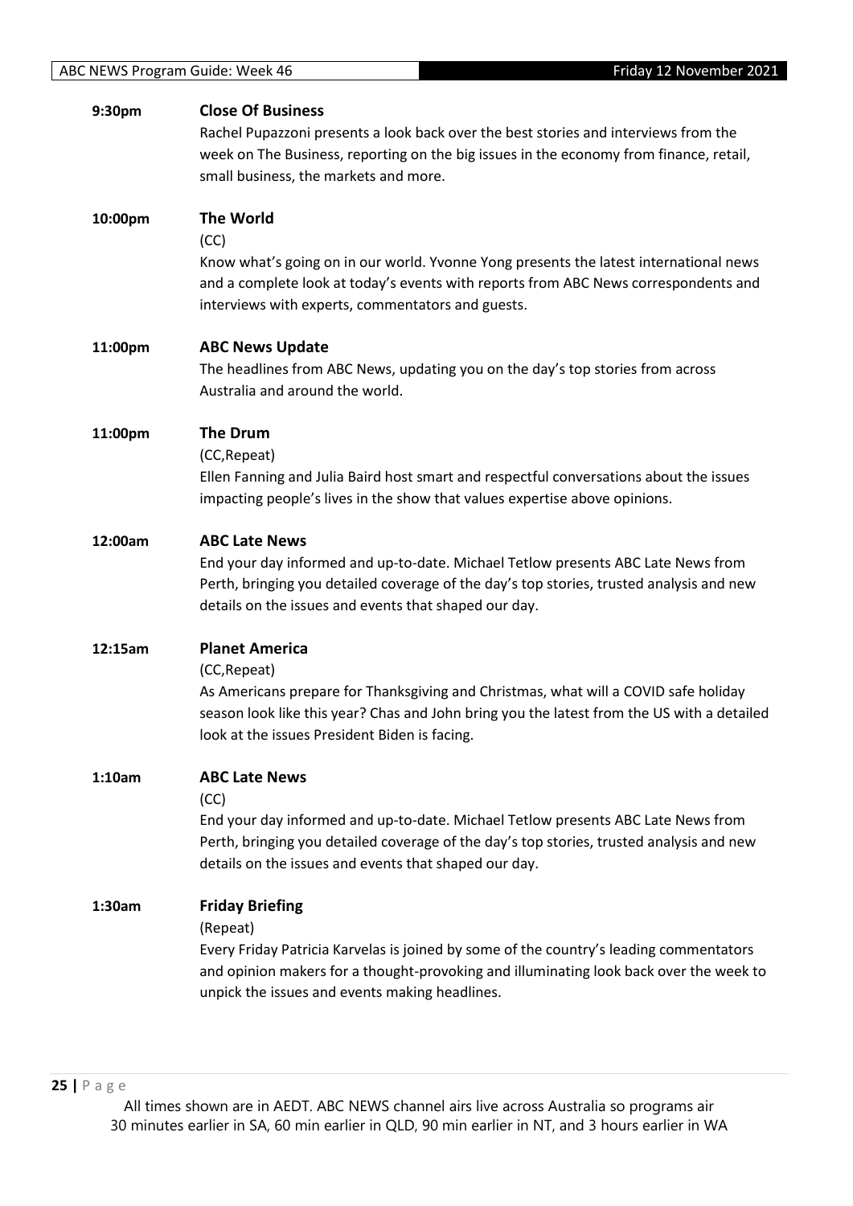**9:30pm** **Close Of Business**

Rachel Pupazzoni presents a look back over the best stories and interviews from the week on The Business, reporting on the big issues in the economy from finance, retail, small business, the markets and more.

**10:00pm** **The World**

(CC)

Know what's going on in our world. Yvonne Yong presents the latest international news and a complete look at today's events with reports from ABC News correspondents and interviews with experts, commentators and guests.

**11:00pm** **ABC News Update**

The headlines from ABC News, updating you on the day's top stories from across Australia and around the world.

**11:00pm** **The Drum**

(CC,Repeat)

Ellen Fanning and Julia Baird host smart and respectful conversations about the issues impacting people's lives in the show that values expertise above opinions.

**12:00am** **ABC Late News**

End your day informed and up-to-date. Michael Tetlow presents ABC Late News from Perth, bringing you detailed coverage of the day's top stories, trusted analysis and new details on the issues and events that shaped our day.

**12:15am** **Planet America**

(CC,Repeat)

As Americans prepare for Thanksgiving and Christmas, what will a COVID safe holiday season look like this year? Chas and John bring you the latest from the US with a detailed look at the issues President Biden is facing.

**1:10am** **ABC Late News**

(CC)

End your day informed and up-to-date. Michael Tetlow presents ABC Late News from Perth, bringing you detailed coverage of the day's top stories, trusted analysis and new details on the issues and events that shaped our day.

**1:30am** **Friday Briefing**

(Repeat)

Every Friday Patricia Karvelas is joined by some of the country's leading commentators and opinion makers for a thought-provoking and illuminating look back over the week to unpick the issues and events making headlines.

All times shown are in AEDT. ABC NEWS channel airs live across Australia so programs air 30 minutes earlier in SA, 60 min earlier in QLD, 90 min earlier in NT, and 3 hours earlier in WA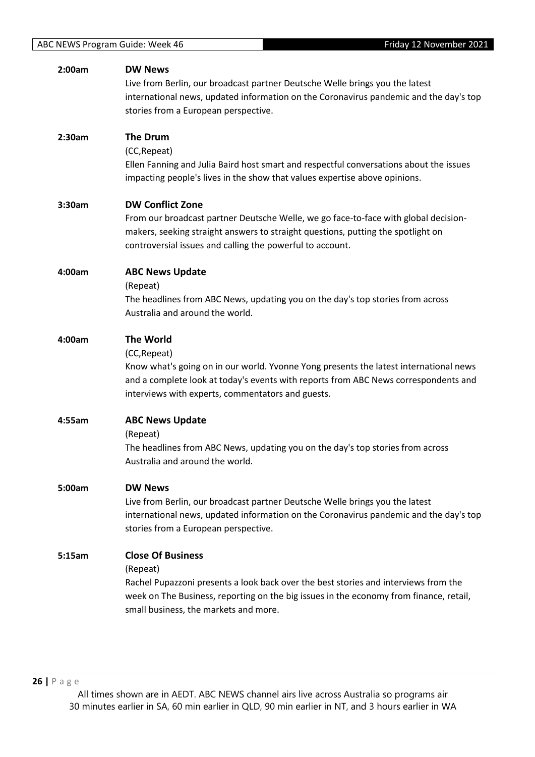**2:00am** **DW News**

Live from Berlin, our broadcast partner Deutsche Welle brings you the latest international news, updated information on the Coronavirus pandemic and the day's top stories from a European perspective.

**2:30am** **The Drum**

(CC,Repeat)

Ellen Fanning and Julia Baird host smart and respectful conversations about the issues impacting people's lives in the show that values expertise above opinions.

**3:30am** **DW Conflict Zone**

From our broadcast partner Deutsche Welle, we go face-to-face with global decision-makers, seeking straight answers to straight questions, putting the spotlight on controversial issues and calling the powerful to account.

**4:00am** **ABC News Update**

(Repeat)

The headlines from ABC News, updating you on the day's top stories from across Australia and around the world.

**4:00am** **The World**

(CC,Repeat)

Know what's going on in our world. Yvonne Yong presents the latest international news and a complete look at today's events with reports from ABC News correspondents and interviews with experts, commentators and guests.

**4:55am** **ABC News Update**

(Repeat)

The headlines from ABC News, updating you on the day's top stories from across Australia and around the world.

**5:00am** **DW News**

Live from Berlin, our broadcast partner Deutsche Welle brings you the latest international news, updated information on the Coronavirus pandemic and the day's top stories from a European perspective.

**5:15am** **Close Of Business**

(Repeat)

Rachel Pupazzoni presents a look back over the best stories and interviews from the week on The Business, reporting on the big issues in the economy from finance, retail, small business, the markets and more.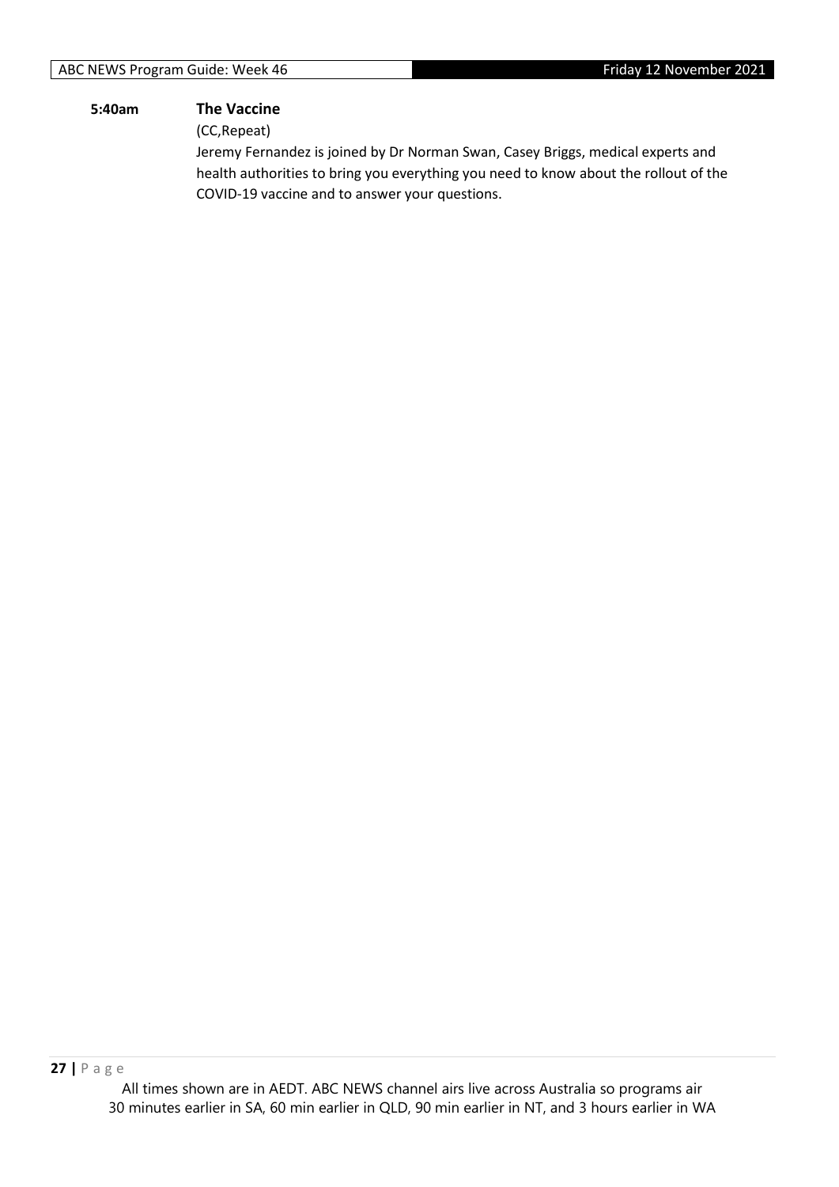**5:40am** **The Vaccine**

(CC,Repeat)

Jeremy Fernandez is joined by Dr Norman Swan, Casey Briggs, medical experts and health authorities to bring you everything you need to know about the rollout of the COVID-19 vaccine and to answer your questions.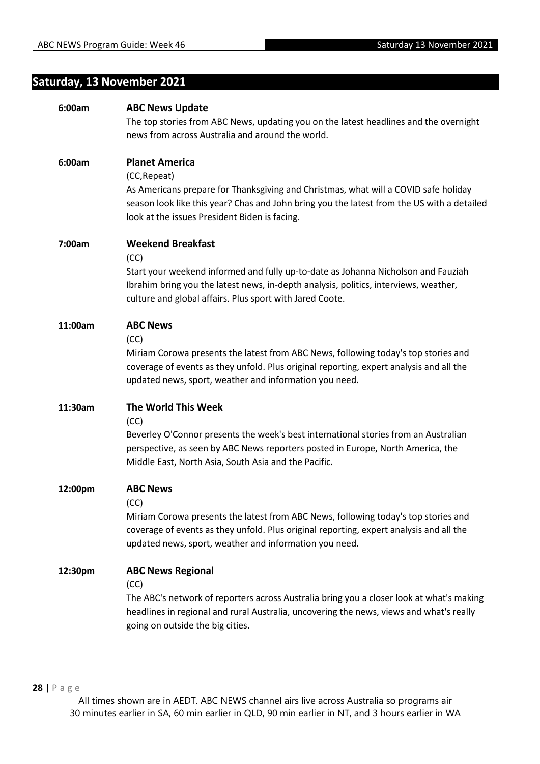## Saturday, 13 November 2021

**6:00am** **ABC News Update**

The top stories from ABC News, updating you on the latest headlines and the overnight news from across Australia and around the world.

**6:00am** **Planet America**

(CC,Repeat)

As Americans prepare for Thanksgiving and Christmas, what will a COVID safe holiday season look like this year? Chas and John bring you the latest from the US with a detailed look at the issues President Biden is facing.

**7:00am** **Weekend Breakfast**

(CC)

Start your weekend informed and fully up-to-date as Johanna Nicholson and Fauziah Ibrahim bring you the latest news, in-depth analysis, politics, interviews, weather, culture and global affairs. Plus sport with Jared Coote.

**11:00am** **ABC News**

(CC)

Miriam Corowa presents the latest from ABC News, following today's top stories and coverage of events as they unfold. Plus original reporting, expert analysis and all the updated news, sport, weather and information you need.

**11:30am** **The World This Week**

(CC)

Beverley O'Connor presents the week's best international stories from an Australian perspective, as seen by ABC News reporters posted in Europe, North America, the Middle East, North Asia, South Asia and the Pacific.

**12:00pm** **ABC News**

(CC)

Miriam Corowa presents the latest from ABC News, following today's top stories and coverage of events as they unfold. Plus original reporting, expert analysis and all the updated news, sport, weather and information you need.

**12:30pm** **ABC News Regional**

(CC)

The ABC's network of reporters across Australia bring you a closer look at what's making headlines in regional and rural Australia, uncovering the news, views and what's really going on outside the big cities.

All times shown are in AEDT. ABC NEWS channel airs live across Australia so programs air 30 minutes earlier in SA, 60 min earlier in QLD, 90 min earlier in NT, and 3 hours earlier in WA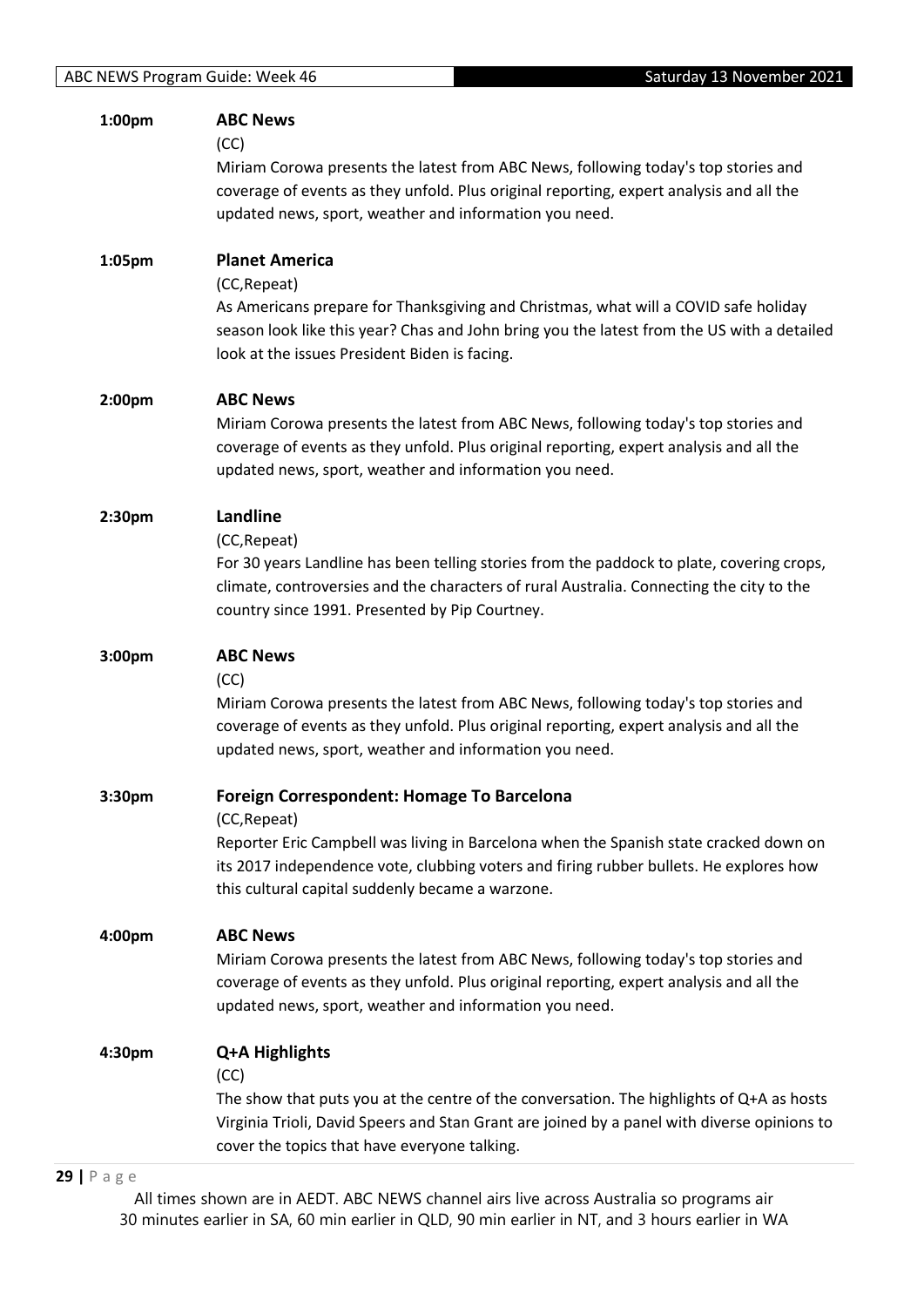**1:00pm** **ABC News**
(CC)
Miriam Corowa presents the latest from ABC News, following today's top stories and coverage of events as they unfold. Plus original reporting, expert analysis and all the updated news, sport, weather and information you need.

**1:05pm** **Planet America**
(CC,Repeat)
As Americans prepare for Thanksgiving and Christmas, what will a COVID safe holiday season look like this year? Chas and John bring you the latest from the US with a detailed look at the issues President Biden is facing.

**2:00pm** **ABC News**
Miriam Corowa presents the latest from ABC News, following today's top stories and coverage of events as they unfold. Plus original reporting, expert analysis and all the updated news, sport, weather and information you need.

**2:30pm** **Landline**
(CC,Repeat)
For 30 years Landline has been telling stories from the paddock to plate, covering crops, climate, controversies and the characters of rural Australia. Connecting the city to the country since 1991. Presented by Pip Courtney.

**3:00pm** **ABC News**
(CC)
Miriam Corowa presents the latest from ABC News, following today's top stories and coverage of events as they unfold. Plus original reporting, expert analysis and all the updated news, sport, weather and information you need.

**3:30pm** **Foreign Correspondent: Homage To Barcelona**
(CC,Repeat)
Reporter Eric Campbell was living in Barcelona when the Spanish state cracked down on its 2017 independence vote, clubbing voters and firing rubber bullets. He explores how this cultural capital suddenly became a warzone.

**4:00pm** **ABC News**
Miriam Corowa presents the latest from ABC News, following today's top stories and coverage of events as they unfold. Plus original reporting, expert analysis and all the updated news, sport, weather and information you need.

**4:30pm** **Q+A Highlights**
(CC)
The show that puts you at the centre of the conversation. The highlights of Q+A as hosts Virginia Trioli, David Speers and Stan Grant are joined by a panel with diverse opinions to cover the topics that have everyone talking.

All times shown are in AEDT. ABC NEWS channel airs live across Australia so programs air 30 minutes earlier in SA, 60 min earlier in QLD, 90 min earlier in NT, and 3 hours earlier in WA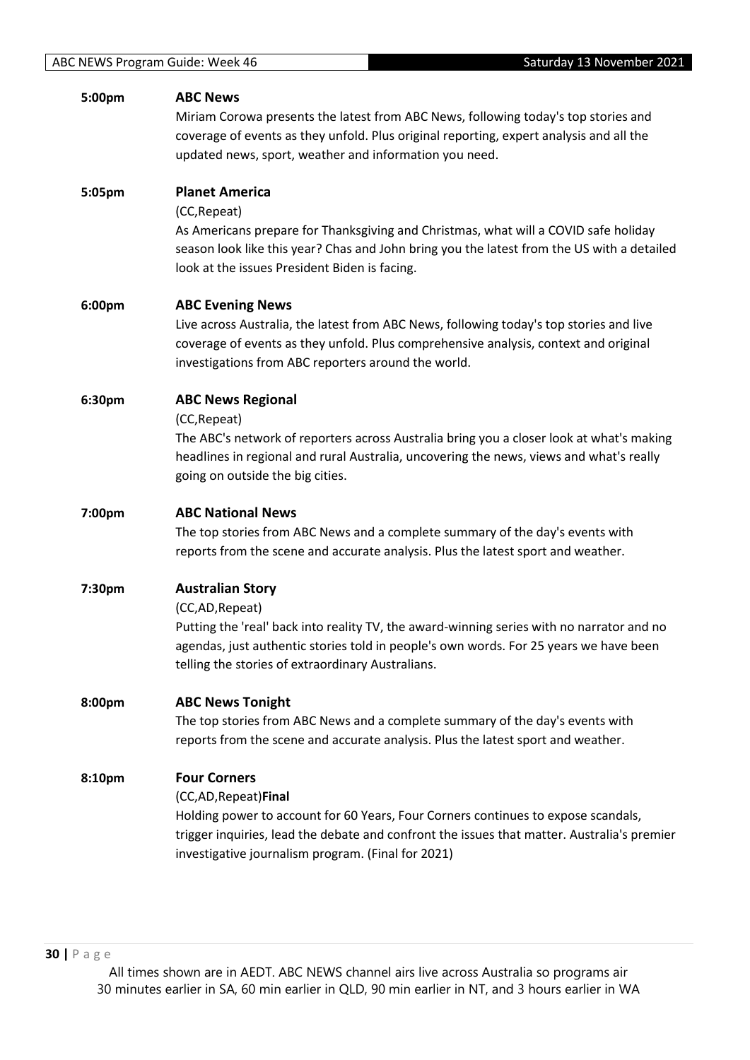**5:00pm** **ABC News**

Miriam Corowa presents the latest from ABC News, following today's top stories and coverage of events as they unfold. Plus original reporting, expert analysis and all the updated news, sport, weather and information you need.

**5:05pm** **Planet America**

(CC,Repeat)

As Americans prepare for Thanksgiving and Christmas, what will a COVID safe holiday season look like this year? Chas and John bring you the latest from the US with a detailed look at the issues President Biden is facing.

**6:00pm** **ABC Evening News**

Live across Australia, the latest from ABC News, following today's top stories and live coverage of events as they unfold. Plus comprehensive analysis, context and original investigations from ABC reporters around the world.

**6:30pm** **ABC News Regional**

(CC,Repeat)

The ABC's network of reporters across Australia bring you a closer look at what's making headlines in regional and rural Australia, uncovering the news, views and what's really going on outside the big cities.

**7:00pm** **ABC National News**

The top stories from ABC News and a complete summary of the day's events with reports from the scene and accurate analysis. Plus the latest sport and weather.

**7:30pm** **Australian Story**

(CC,AD,Repeat)

Putting the 'real' back into reality TV, the award-winning series with no narrator and no agendas, just authentic stories told in people's own words. For 25 years we have been telling the stories of extraordinary Australians.

**8:00pm** **ABC News Tonight**

The top stories from ABC News and a complete summary of the day's events with reports from the scene and accurate analysis. Plus the latest sport and weather.

**8:10pm** **Four Corners**

(CC,AD,Repeat)**Final**

Holding power to account for 60 Years, Four Corners continues to expose scandals, trigger inquiries, lead the debate and confront the issues that matter. Australia's premier investigative journalism program. (Final for 2021)

All times shown are in AEDT. ABC NEWS channel airs live across Australia so programs air 30 minutes earlier in SA, 60 min earlier in QLD, 90 min earlier in NT, and 3 hours earlier in WA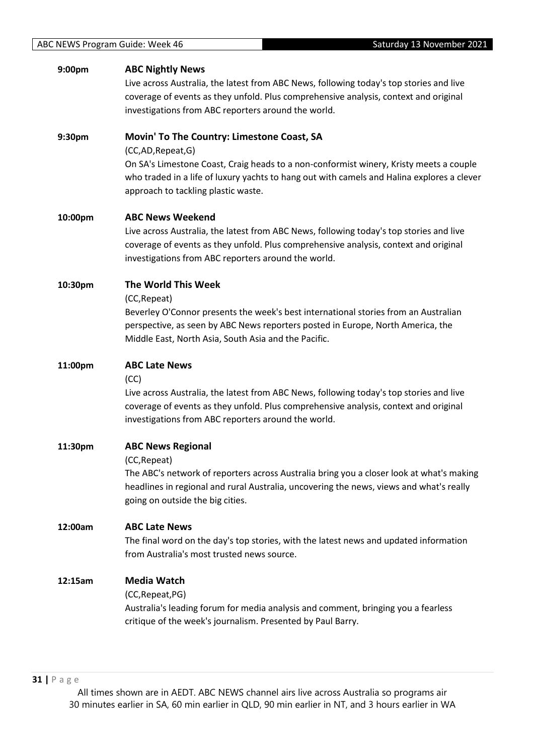**9:00pm** **ABC Nightly News**

Live across Australia, the latest from ABC News, following today's top stories and live coverage of events as they unfold. Plus comprehensive analysis, context and original investigations from ABC reporters around the world.

**9:30pm** **Movin' To The Country: Limestone Coast, SA**

(CC,AD,Repeat,G)

On SA's Limestone Coast, Craig heads to a non-conformist winery, Kristy meets a couple who traded in a life of luxury yachts to hang out with camels and Halina explores a clever approach to tackling plastic waste.

**10:00pm** **ABC News Weekend**

Live across Australia, the latest from ABC News, following today's top stories and live coverage of events as they unfold. Plus comprehensive analysis, context and original investigations from ABC reporters around the world.

**10:30pm** **The World This Week**

(CC,Repeat)

Beverley O'Connor presents the week's best international stories from an Australian perspective, as seen by ABC News reporters posted in Europe, North America, the Middle East, North Asia, South Asia and the Pacific.

**11:00pm** **ABC Late News**

(CC)

Live across Australia, the latest from ABC News, following today's top stories and live coverage of events as they unfold. Plus comprehensive analysis, context and original investigations from ABC reporters around the world.

**11:30pm** **ABC News Regional**

(CC,Repeat)

The ABC's network of reporters across Australia bring you a closer look at what's making headlines in regional and rural Australia, uncovering the news, views and what's really going on outside the big cities.

**12:00am** **ABC Late News**

The final word on the day's top stories, with the latest news and updated information from Australia's most trusted news source.

**12:15am** **Media Watch**

(CC,Repeat,PG)

Australia's leading forum for media analysis and comment, bringing you a fearless critique of the week's journalism. Presented by Paul Barry.

All times shown are in AEDT. ABC NEWS channel airs live across Australia so programs air 30 minutes earlier in SA, 60 min earlier in QLD, 90 min earlier in NT, and 3 hours earlier in WA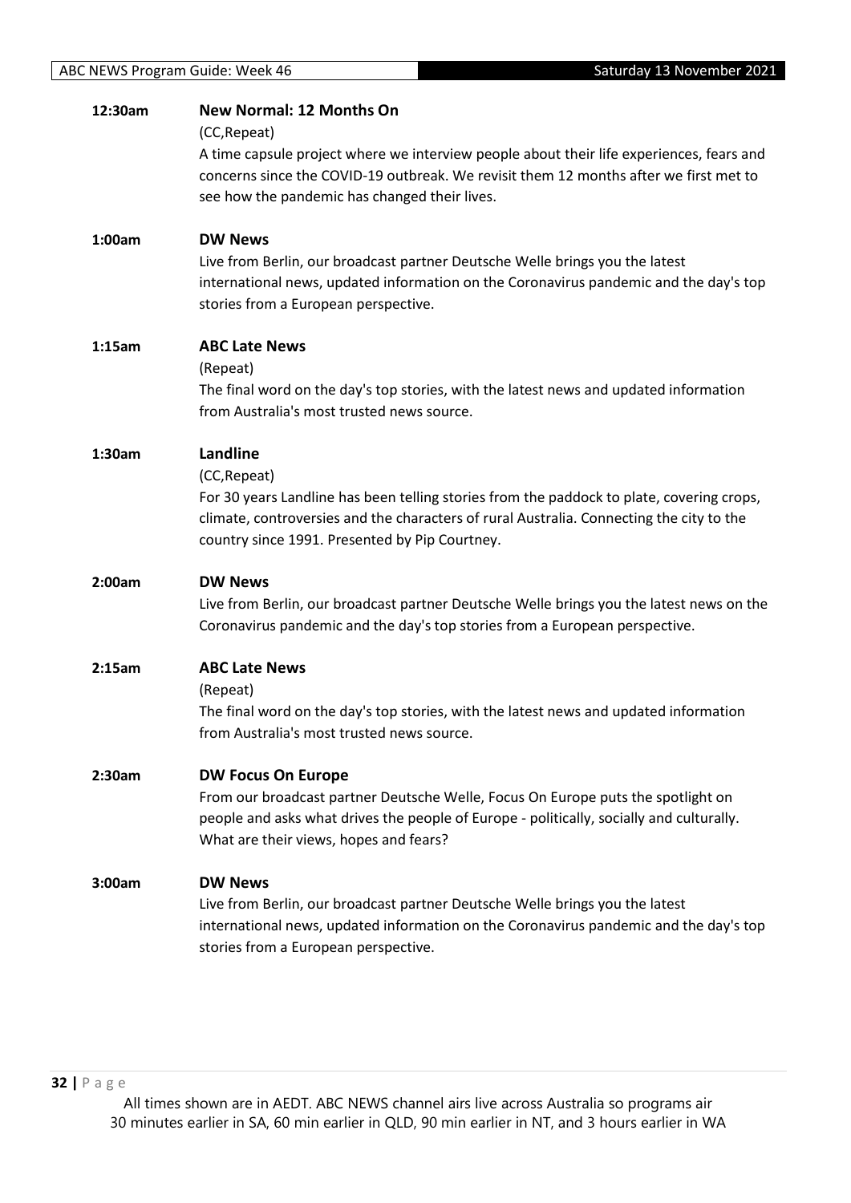**12:30am** **New Normal: 12 Months On**

(CC,Repeat)

A time capsule project where we interview people about their life experiences, fears and concerns since the COVID-19 outbreak. We revisit them 12 months after we first met to see how the pandemic has changed their lives.

**1:00am** **DW News**

Live from Berlin, our broadcast partner Deutsche Welle brings you the latest international news, updated information on the Coronavirus pandemic and the day's top stories from a European perspective.

**1:15am** **ABC Late News**

(Repeat)

The final word on the day's top stories, with the latest news and updated information from Australia's most trusted news source.

**1:30am** **Landline**

(CC,Repeat)

For 30 years Landline has been telling stories from the paddock to plate, covering crops, climate, controversies and the characters of rural Australia. Connecting the city to the country since 1991. Presented by Pip Courtney.

**2:00am** **DW News**

Live from Berlin, our broadcast partner Deutsche Welle brings you the latest news on the Coronavirus pandemic and the day's top stories from a European perspective.

**2:15am** **ABC Late News**

(Repeat)

The final word on the day's top stories, with the latest news and updated information from Australia's most trusted news source.

**2:30am** **DW Focus On Europe**

From our broadcast partner Deutsche Welle, Focus On Europe puts the spotlight on people and asks what drives the people of Europe - politically, socially and culturally. What are their views, hopes and fears?

**3:00am** **DW News**

Live from Berlin, our broadcast partner Deutsche Welle brings you the latest international news, updated information on the Coronavirus pandemic and the day's top stories from a European perspective.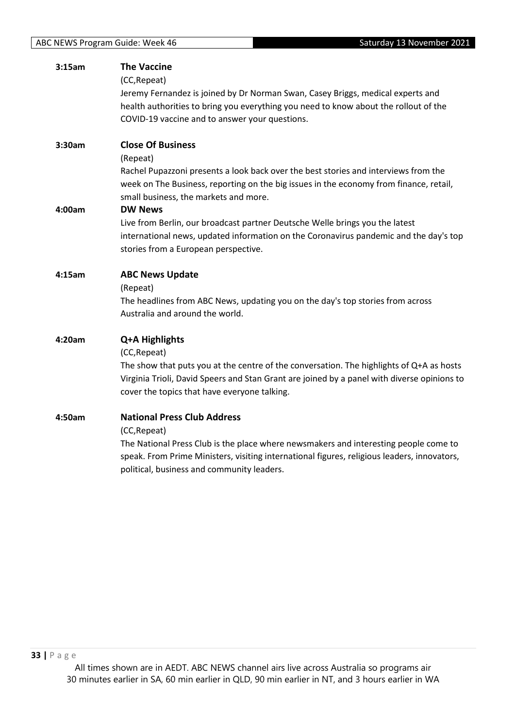**3:15am** **The Vaccine**

(CC,Repeat)

Jeremy Fernandez is joined by Dr Norman Swan, Casey Briggs, medical experts and health authorities to bring you everything you need to know about the rollout of the COVID-19 vaccine and to answer your questions.

**3:30am** **Close Of Business**

(Repeat)

Rachel Pupazzoni presents a look back over the best stories and interviews from the week on The Business, reporting on the big issues in the economy from finance, retail, small business, the markets and more.

**4:00am** **DW News**

Live from Berlin, our broadcast partner Deutsche Welle brings you the latest international news, updated information on the Coronavirus pandemic and the day's top stories from a European perspective.

**4:15am** **ABC News Update**

(Repeat)

The headlines from ABC News, updating you on the day's top stories from across Australia and around the world.

**4:20am** **Q+A Highlights**

(CC,Repeat)

The show that puts you at the centre of the conversation. The highlights of Q+A as hosts Virginia Trioli, David Speers and Stan Grant are joined by a panel with diverse opinions to cover the topics that have everyone talking.

**4:50am** **National Press Club Address**

(CC,Repeat)

The National Press Club is the place where newsmakers and interesting people come to speak. From Prime Ministers, visiting international figures, religious leaders, innovators, political, business and community leaders.

All times shown are in AEDT. ABC NEWS channel airs live across Australia so programs air 30 minutes earlier in SA, 60 min earlier in QLD, 90 min earlier in NT, and 3 hours earlier in WA